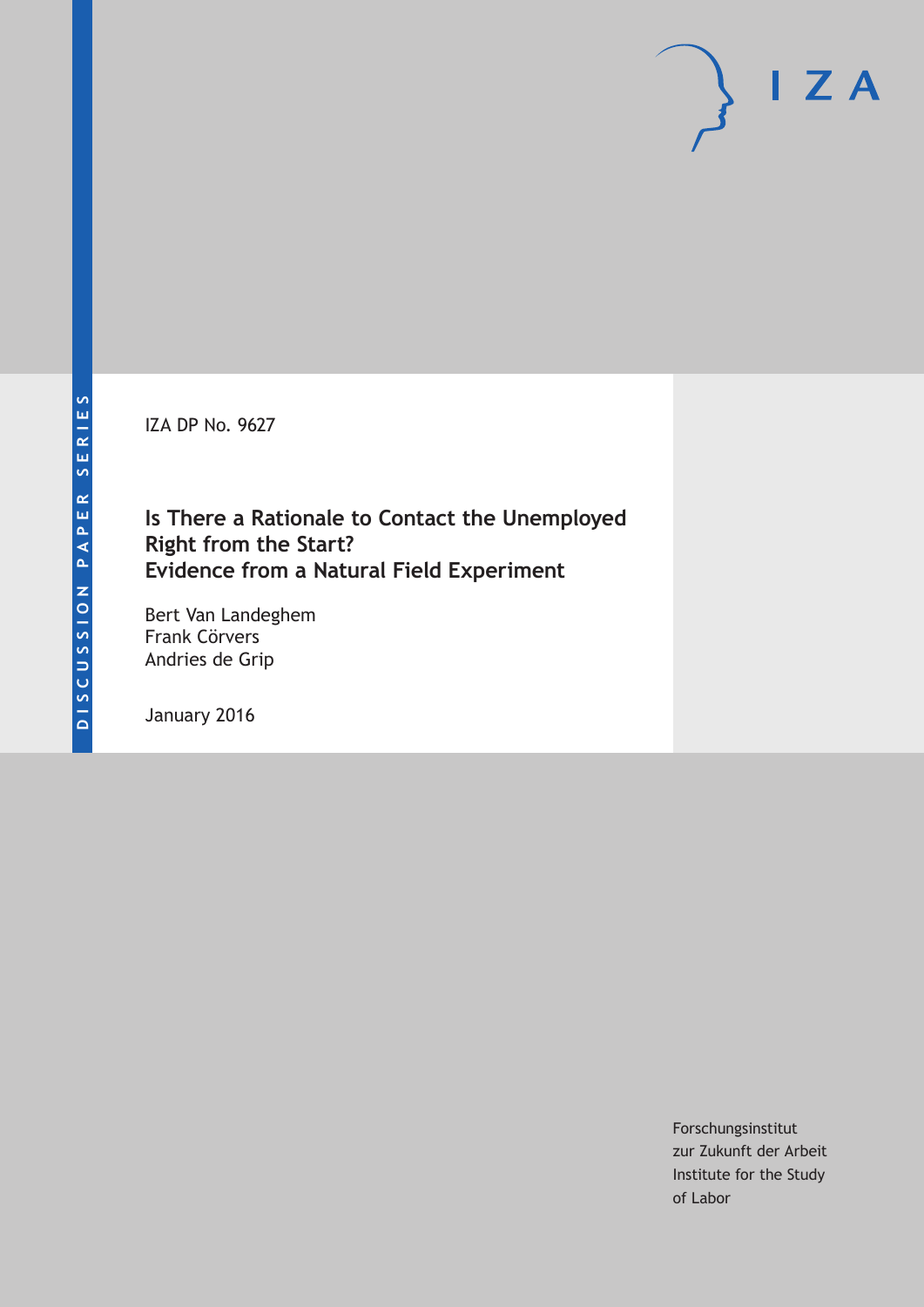DISCUSSION PAPER SERIES

IZA DP No. 9627

# Is There a Rationale to Contact the Unemployed Right from the Start? Evidence from a Natural Field Experiment

Bert Van Landeghem
Frank Cörvers
Andries de Grip

January 2016

Forschungsinstitut
zur Zukunft der Arbeit
Institute for the Study
of Labor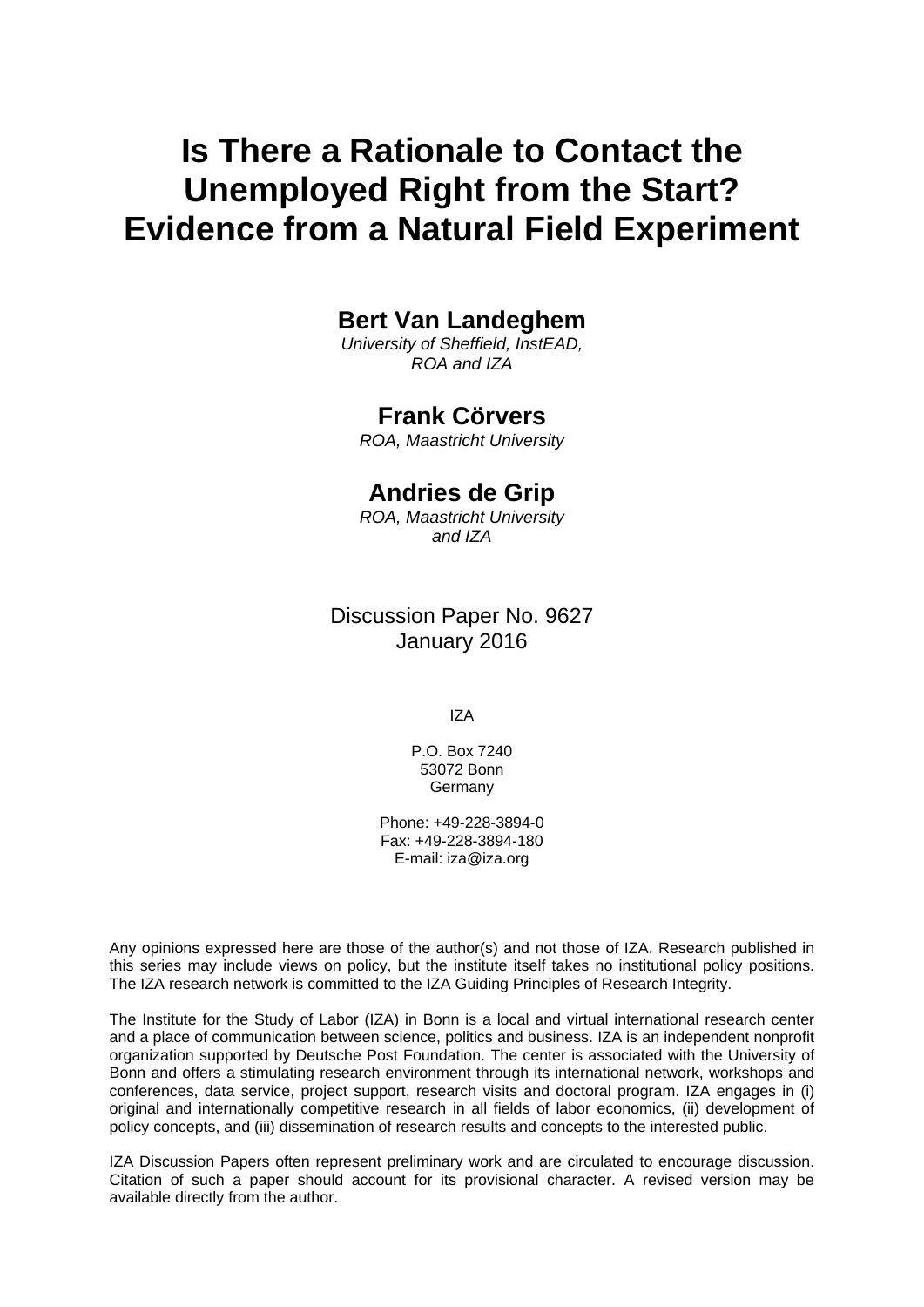# Is There a Rationale to Contact the Unemployed Right from the Start? Evidence from a Natural Field Experiment

**Bert Van Landeghem**

*University of Sheffield, InstEAD, ROA and IZA*

**Frank Cörvers**

*ROA, Maastricht University*

**Andries de Grip**

*ROA, Maastricht University and IZA*

Discussion Paper No. 9627
January 2016

IZA

P.O. Box 7240
53072 Bonn
Germany

Phone: +49-228-3894-0
Fax: +49-228-3894-180
E-mail: iza@iza.org

Any opinions expressed here are those of the author(s) and not those of IZA. Research published in this series may include views on policy, but the institute itself takes no institutional policy positions. The IZA research network is committed to the IZA Guiding Principles of Research Integrity.

The Institute for the Study of Labor (IZA) in Bonn is a local and virtual international research center and a place of communication between science, politics and business. IZA is an independent nonprofit organization supported by Deutsche Post Foundation. The center is associated with the University of Bonn and offers a stimulating research environment through its international network, workshops and conferences, data service, project support, research visits and doctoral program. IZA engages in (i) original and internationally competitive research in all fields of labor economics, (ii) development of policy concepts, and (iii) dissemination of research results and concepts to the interested public.

IZA Discussion Papers often represent preliminary work and are circulated to encourage discussion. Citation of such a paper should account for its provisional character. A revised version may be available directly from the author.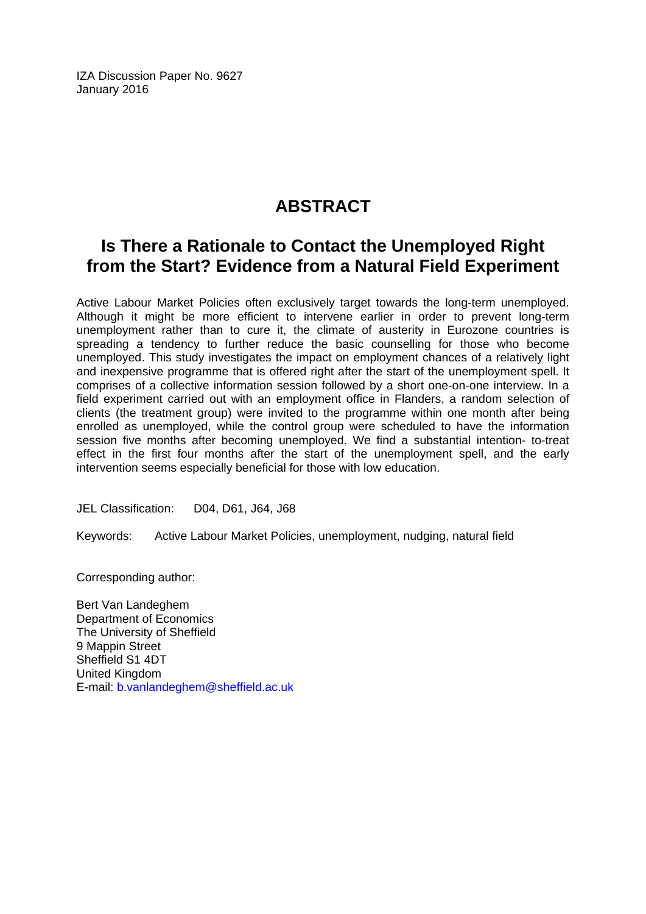IZA Discussion Paper No. 9627
January 2016

# ABSTRACT

## Is There a Rationale to Contact the Unemployed Right from the Start? Evidence from a Natural Field Experiment

Active Labour Market Policies often exclusively target towards the long-term unemployed. Although it might be more efficient to intervene earlier in order to prevent long-term unemployment rather than to cure it, the climate of austerity in Eurozone countries is spreading a tendency to further reduce the basic counselling for those who become unemployed. This study investigates the impact on employment chances of a relatively light and inexpensive programme that is offered right after the start of the unemployment spell. It comprises of a collective information session followed by a short one-on-one interview. In a field experiment carried out with an employment office in Flanders, a random selection of clients (the treatment group) were invited to the programme within one month after being enrolled as unemployed, while the control group were scheduled to have the information session five months after becoming unemployed. We find a substantial intention- to-treat effect in the first four months after the start of the unemployment spell, and the early intervention seems especially beneficial for those with low education.

JEL Classification: D04, D61, J64, J68

Keywords: Active Labour Market Policies, unemployment, nudging, natural field

Corresponding author:

Bert Van Landeghem
Department of Economics
The University of Sheffield
9 Mappin Street
Sheffield S1 4DT
United Kingdom
E-mail: b.vanlandeghem@sheffield.ac.uk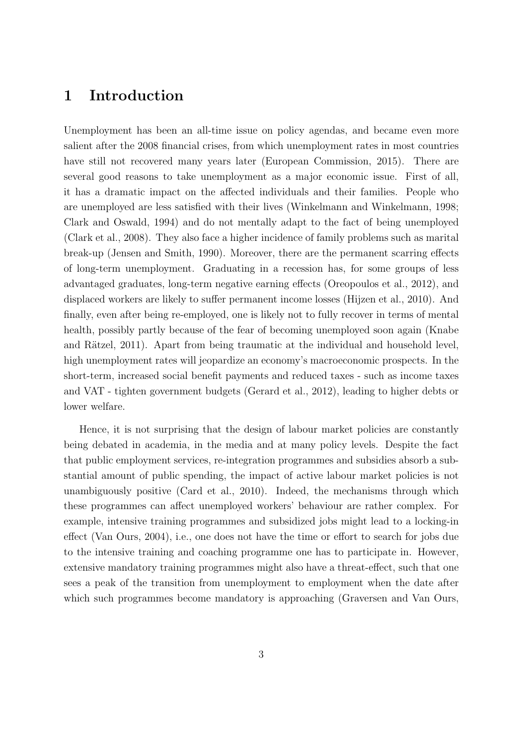# 1 Introduction

Unemployment has been an all-time issue on policy agendas, and became even more salient after the 2008 financial crises, from which unemployment rates in most countries have still not recovered many years later (European Commission, 2015). There are several good reasons to take unemployment as a major economic issue. First of all, it has a dramatic impact on the affected individuals and their families. People who are unemployed are less satisfied with their lives (Winkelmann and Winkelmann, 1998; Clark and Oswald, 1994) and do not mentally adapt to the fact of being unemployed (Clark et al., 2008). They also face a higher incidence of family problems such as marital break-up (Jensen and Smith, 1990). Moreover, there are the permanent scarring effects of long-term unemployment. Graduating in a recession has, for some groups of less advantaged graduates, long-term negative earning effects (Oreopoulos et al., 2012), and displaced workers are likely to suffer permanent income losses (Hijzen et al., 2010). And finally, even after being re-employed, one is likely not to fully recover in terms of mental health, possibly partly because of the fear of becoming unemployed soon again (Knabe and Rätzel, 2011). Apart from being traumatic at the individual and household level, high unemployment rates will jeopardize an economy's macroeconomic prospects. In the short-term, increased social benefit payments and reduced taxes - such as income taxes and VAT - tighten government budgets (Gerard et al., 2012), leading to higher debts or lower welfare.

Hence, it is not surprising that the design of labour market policies are constantly being debated in academia, in the media and at many policy levels. Despite the fact that public employment services, re-integration programmes and subsidies absorb a substantial amount of public spending, the impact of active labour market policies is not unambiguously positive (Card et al., 2010). Indeed, the mechanisms through which these programmes can affect unemployed workers' behaviour are rather complex. For example, intensive training programmes and subsidized jobs might lead to a locking-in effect (Van Ours, 2004), i.e., one does not have the time or effort to search for jobs due to the intensive training and coaching programme one has to participate in. However, extensive mandatory training programmes might also have a threat-effect, such that one sees a peak of the transition from unemployment to employment when the date after which such programmes become mandatory is approaching (Graversen and Van Ours,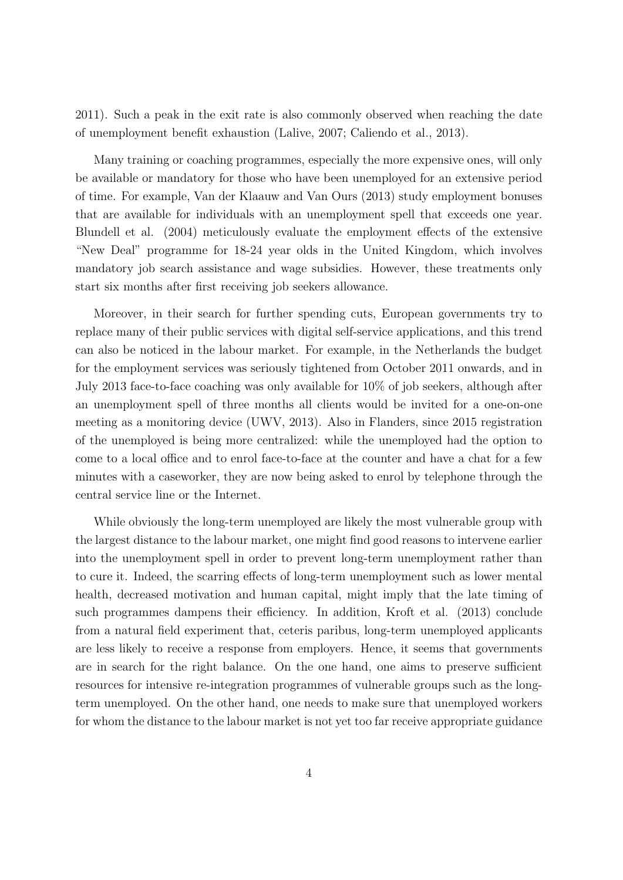2011). Such a peak in the exit rate is also commonly observed when reaching the date of unemployment benefit exhaustion (Lalive, 2007; Caliendo et al., 2013).

Many training or coaching programmes, especially the more expensive ones, will only be available or mandatory for those who have been unemployed for an extensive period of time. For example, Van der Klaauw and Van Ours (2013) study employment bonuses that are available for individuals with an unemployment spell that exceeds one year. Blundell et al. (2004) meticulously evaluate the employment effects of the extensive "New Deal" programme for 18-24 year olds in the United Kingdom, which involves mandatory job search assistance and wage subsidies. However, these treatments only start six months after first receiving job seekers allowance.

Moreover, in their search for further spending cuts, European governments try to replace many of their public services with digital self-service applications, and this trend can also be noticed in the labour market. For example, in the Netherlands the budget for the employment services was seriously tightened from October 2011 onwards, and in July 2013 face-to-face coaching was only available for 10% of job seekers, although after an unemployment spell of three months all clients would be invited for a one-on-one meeting as a monitoring device (UWV, 2013). Also in Flanders, since 2015 registration of the unemployed is being more centralized: while the unemployed had the option to come to a local office and to enrol face-to-face at the counter and have a chat for a few minutes with a caseworker, they are now being asked to enrol by telephone through the central service line or the Internet.

While obviously the long-term unemployed are likely the most vulnerable group with the largest distance to the labour market, one might find good reasons to intervene earlier into the unemployment spell in order to prevent long-term unemployment rather than to cure it. Indeed, the scarring effects of long-term unemployment such as lower mental health, decreased motivation and human capital, might imply that the late timing of such programmes dampens their efficiency. In addition, Kroft et al. (2013) conclude from a natural field experiment that, ceteris paribus, long-term unemployed applicants are less likely to receive a response from employers. Hence, it seems that governments are in search for the right balance. On the one hand, one aims to preserve sufficient resources for intensive re-integration programmes of vulnerable groups such as the long-term unemployed. On the other hand, one needs to make sure that unemployed workers for whom the distance to the labour market is not yet too far receive appropriate guidance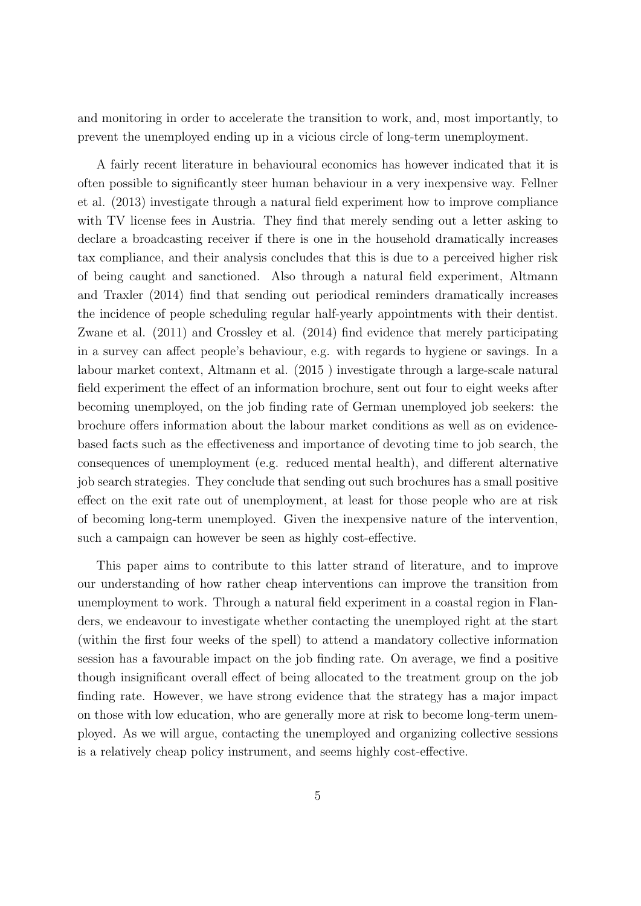and monitoring in order to accelerate the transition to work, and, most importantly, to prevent the unemployed ending up in a vicious circle of long-term unemployment.

A fairly recent literature in behavioural economics has however indicated that it is often possible to significantly steer human behaviour in a very inexpensive way. Fellner et al. (2013) investigate through a natural field experiment how to improve compliance with TV license fees in Austria. They find that merely sending out a letter asking to declare a broadcasting receiver if there is one in the household dramatically increases tax compliance, and their analysis concludes that this is due to a perceived higher risk of being caught and sanctioned. Also through a natural field experiment, Altmann and Traxler (2014) find that sending out periodical reminders dramatically increases the incidence of people scheduling regular half-yearly appointments with their dentist. Zwane et al. (2011) and Crossley et al. (2014) find evidence that merely participating in a survey can affect people's behaviour, e.g. with regards to hygiene or savings. In a labour market context, Altmann et al. (2015 ) investigate through a large-scale natural field experiment the effect of an information brochure, sent out four to eight weeks after becoming unemployed, on the job finding rate of German unemployed job seekers: the brochure offers information about the labour market conditions as well as on evidence-based facts such as the effectiveness and importance of devoting time to job search, the consequences of unemployment (e.g. reduced mental health), and different alternative job search strategies. They conclude that sending out such brochures has a small positive effect on the exit rate out of unemployment, at least for those people who are at risk of becoming long-term unemployed. Given the inexpensive nature of the intervention, such a campaign can however be seen as highly cost-effective.

This paper aims to contribute to this latter strand of literature, and to improve our understanding of how rather cheap interventions can improve the transition from unemployment to work. Through a natural field experiment in a coastal region in Flanders, we endeavour to investigate whether contacting the unemployed right at the start (within the first four weeks of the spell) to attend a mandatory collective information session has a favourable impact on the job finding rate. On average, we find a positive though insignificant overall effect of being allocated to the treatment group on the job finding rate. However, we have strong evidence that the strategy has a major impact on those with low education, who are generally more at risk to become long-term unemployed. As we will argue, contacting the unemployed and organizing collective sessions is a relatively cheap policy instrument, and seems highly cost-effective.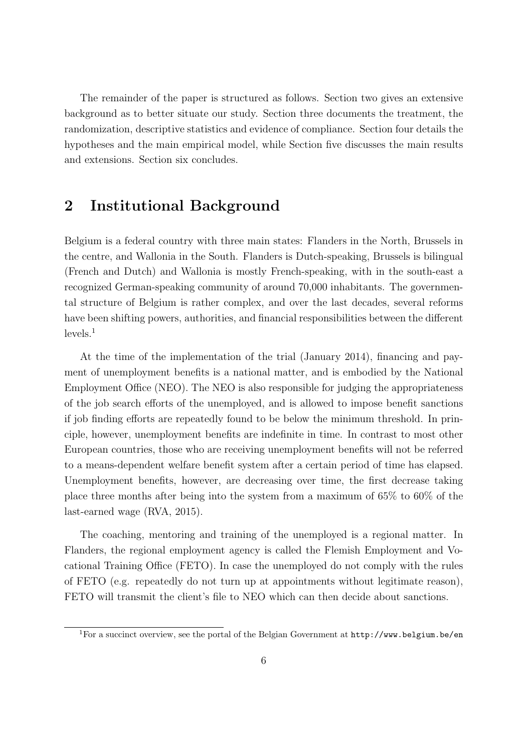The remainder of the paper is structured as follows. Section two gives an extensive background as to better situate our study. Section three documents the treatment, the randomization, descriptive statistics and evidence of compliance. Section four details the hypotheses and the main empirical model, while Section five discusses the main results and extensions. Section six concludes.

## 2 Institutional Background

Belgium is a federal country with three main states: Flanders in the North, Brussels in the centre, and Wallonia in the South. Flanders is Dutch-speaking, Brussels is bilingual (French and Dutch) and Wallonia is mostly French-speaking, with in the south-east a recognized German-speaking community of around 70,000 inhabitants. The governmental structure of Belgium is rather complex, and over the last decades, several reforms have been shifting powers, authorities, and financial responsibilities between the different levels.[1]

At the time of the implementation of the trial (January 2014), financing and payment of unemployment benefits is a national matter, and is embodied by the National Employment Office (NEO). The NEO is also responsible for judging the appropriateness of the job search efforts of the unemployed, and is allowed to impose benefit sanctions if job finding efforts are repeatedly found to be below the minimum threshold. In principle, however, unemployment benefits are indefinite in time. In contrast to most other European countries, those who are receiving unemployment benefits will not be referred to a means-dependent welfare benefit system after a certain period of time has elapsed. Unemployment benefits, however, are decreasing over time, the first decrease taking place three months after being into the system from a maximum of 65% to 60% of the last-earned wage (RVA, 2015).

The coaching, mentoring and training of the unemployed is a regional matter. In Flanders, the regional employment agency is called the Flemish Employment and Vocational Training Office (FETO). In case the unemployed do not comply with the rules of FETO (e.g. repeatedly do not turn up at appointments without legitimate reason), FETO will transmit the client's file to NEO which can then decide about sanctions.

[1] For a succinct overview, see the portal of the Belgian Government at `http://www.belgium.be/en`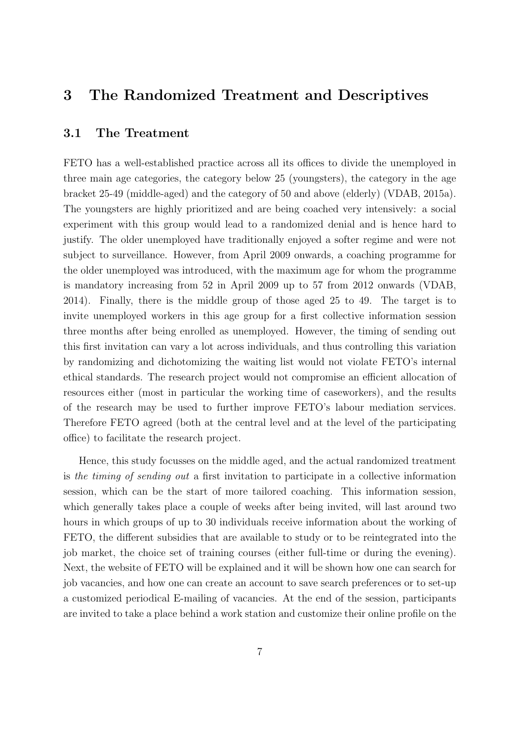## 3 The Randomized Treatment and Descriptives

### 3.1 The Treatment

FETO has a well-established practice across all its offices to divide the unemployed in three main age categories, the category below 25 (youngsters), the category in the age bracket 25-49 (middle-aged) and the category of 50 and above (elderly) (VDAB, 2015a). The youngsters are highly prioritized and are being coached very intensively: a social experiment with this group would lead to a randomized denial and is hence hard to justify. The older unemployed have traditionally enjoyed a softer regime and were not subject to surveillance. However, from April 2009 onwards, a coaching programme for the older unemployed was introduced, with the maximum age for whom the programme is mandatory increasing from 52 in April 2009 up to 57 from 2012 onwards (VDAB, 2014). Finally, there is the middle group of those aged 25 to 49. The target is to invite unemployed workers in this age group for a first collective information session three months after being enrolled as unemployed. However, the timing of sending out this first invitation can vary a lot across individuals, and thus controlling this variation by randomizing and dichotomizing the waiting list would not violate FETO's internal ethical standards. The research project would not compromise an efficient allocation of resources either (most in particular the working time of caseworkers), and the results of the research may be used to further improve FETO's labour mediation services. Therefore FETO agreed (both at the central level and at the level of the participating office) to facilitate the research project.

Hence, this study focusses on the middle aged, and the actual randomized treatment is *the timing of sending out* a first invitation to participate in a collective information session, which can be the start of more tailored coaching. This information session, which generally takes place a couple of weeks after being invited, will last around two hours in which groups of up to 30 individuals receive information about the working of FETO, the different subsidies that are available to study or to be reintegrated into the job market, the choice set of training courses (either full-time or during the evening). Next, the website of FETO will be explained and it will be shown how one can search for job vacancies, and how one can create an account to save search preferences or to set-up a customized periodical E-mailing of vacancies. At the end of the session, participants are invited to take a place behind a work station and customize their online profile on the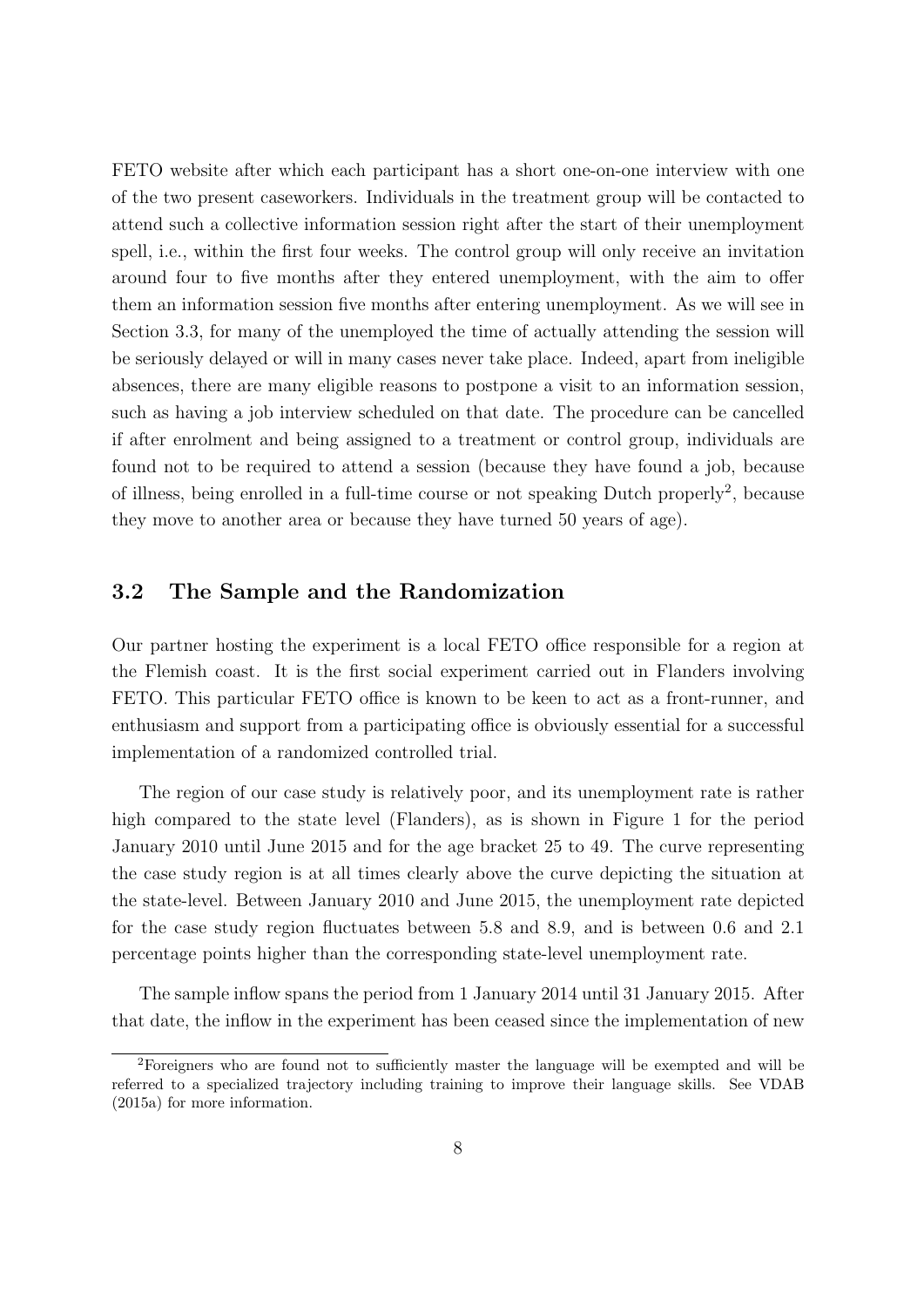FETO website after which each participant has a short one-on-one interview with one of the two present caseworkers. Individuals in the treatment group will be contacted to attend such a collective information session right after the start of their unemployment spell, i.e., within the first four weeks. The control group will only receive an invitation around four to five months after they entered unemployment, with the aim to offer them an information session five months after entering unemployment. As we will see in Section 3.3, for many of the unemployed the time of actually attending the session will be seriously delayed or will in many cases never take place. Indeed, apart from ineligible absences, there are many eligible reasons to postpone a visit to an information session, such as having a job interview scheduled on that date. The procedure can be cancelled if after enrolment and being assigned to a treatment or control group, individuals are found not to be required to attend a session (because they have found a job, because of illness, being enrolled in a full-time course or not speaking Dutch properly[2], because they move to another area or because they have turned 50 years of age).

### 3.2 The Sample and the Randomization

Our partner hosting the experiment is a local FETO office responsible for a region at the Flemish coast. It is the first social experiment carried out in Flanders involving FETO. This particular FETO office is known to be keen to act as a front-runner, and enthusiasm and support from a participating office is obviously essential for a successful implementation of a randomized controlled trial.

The region of our case study is relatively poor, and its unemployment rate is rather high compared to the state level (Flanders), as is shown in Figure 1 for the period January 2010 until June 2015 and for the age bracket 25 to 49. The curve representing the case study region is at all times clearly above the curve depicting the situation at the state-level. Between January 2010 and June 2015, the unemployment rate depicted for the case study region fluctuates between 5.8 and 8.9, and is between 0.6 and 2.1 percentage points higher than the corresponding state-level unemployment rate.

The sample inflow spans the period from 1 January 2014 until 31 January 2015. After that date, the inflow in the experiment has been ceased since the implementation of new

[2]Foreigners who are found not to sufficiently master the language will be exempted and will be referred to a specialized trajectory including training to improve their language skills. See VDAB (2015a) for more information.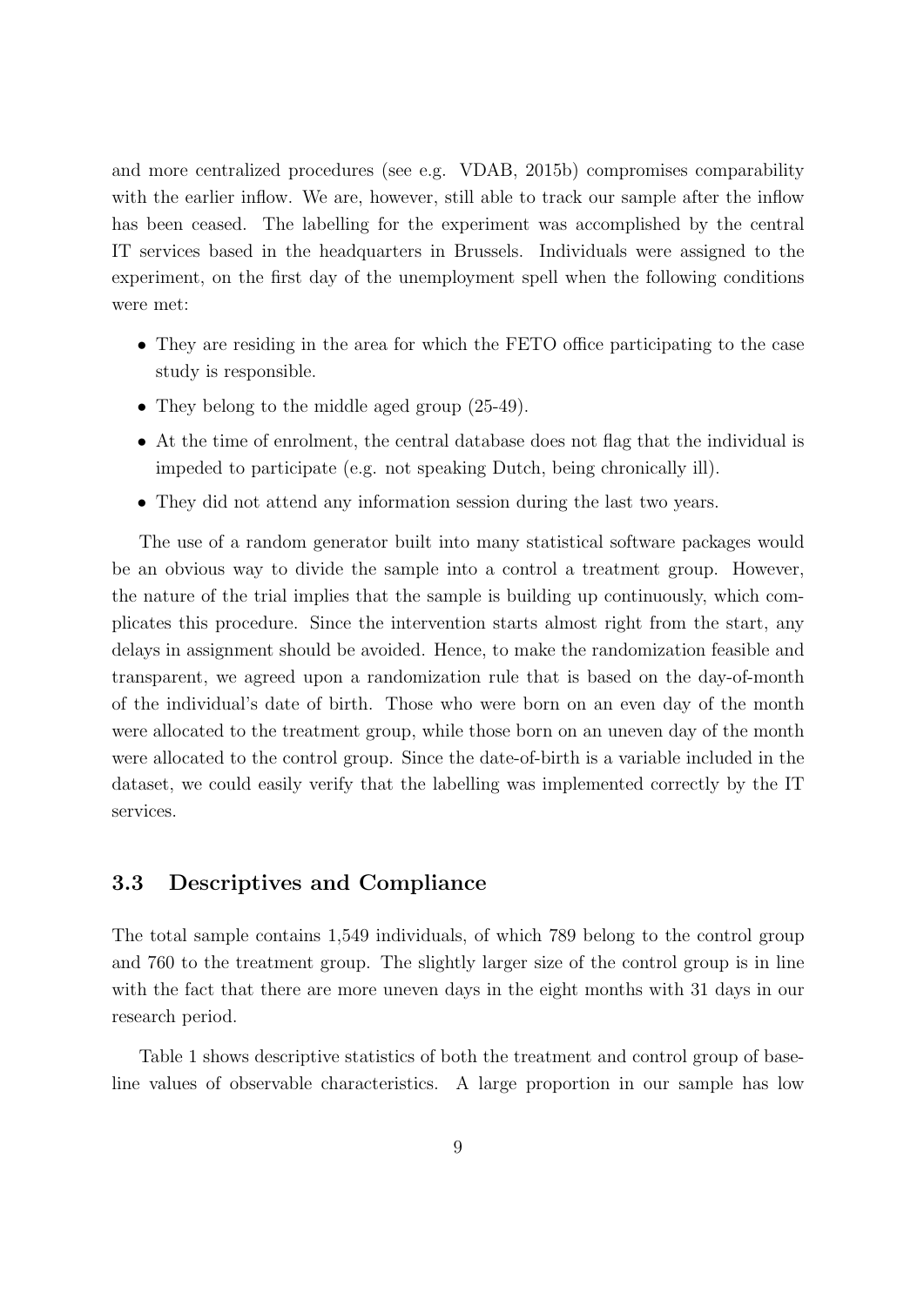and more centralized procedures (see e.g. VDAB, 2015b) compromises comparability with the earlier inflow. We are, however, still able to track our sample after the inflow has been ceased. The labelling for the experiment was accomplished by the central IT services based in the headquarters in Brussels. Individuals were assigned to the experiment, on the first day of the unemployment spell when the following conditions were met:

- They are residing in the area for which the FETO office participating to the case study is responsible.
- They belong to the middle aged group (25-49).
- At the time of enrolment, the central database does not flag that the individual is impeded to participate (e.g. not speaking Dutch, being chronically ill).
- They did not attend any information session during the last two years.

The use of a random generator built into many statistical software packages would be an obvious way to divide the sample into a control a treatment group. However, the nature of the trial implies that the sample is building up continuously, which complicates this procedure. Since the intervention starts almost right from the start, any delays in assignment should be avoided. Hence, to make the randomization feasible and transparent, we agreed upon a randomization rule that is based on the day-of-month of the individual's date of birth. Those who were born on an even day of the month were allocated to the treatment group, while those born on an uneven day of the month were allocated to the control group. Since the date-of-birth is a variable included in the dataset, we could easily verify that the labelling was implemented correctly by the IT services.

### 3.3 Descriptives and Compliance

The total sample contains 1,549 individuals, of which 789 belong to the control group and 760 to the treatment group. The slightly larger size of the control group is in line with the fact that there are more uneven days in the eight months with 31 days in our research period.

Table 1 shows descriptive statistics of both the treatment and control group of baseline values of observable characteristics. A large proportion in our sample has low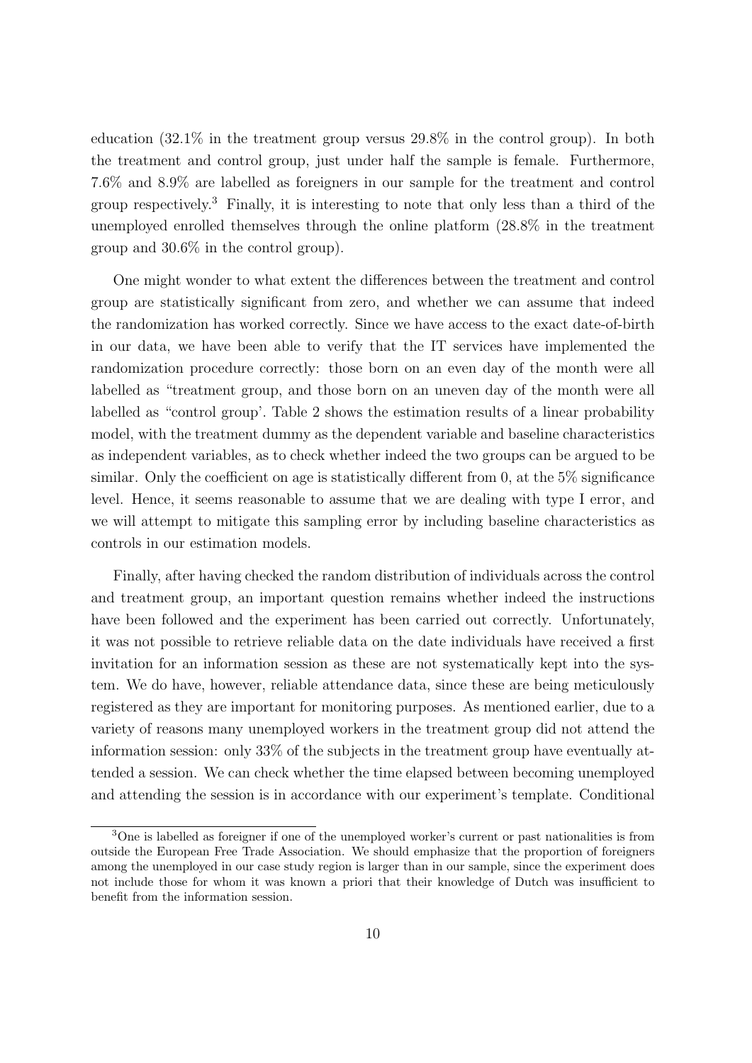education (32.1% in the treatment group versus 29.8% in the control group). In both the treatment and control group, just under half the sample is female. Furthermore, 7.6% and 8.9% are labelled as foreigners in our sample for the treatment and control group respectively.[3] Finally, it is interesting to note that only less than a third of the unemployed enrolled themselves through the online platform (28.8% in the treatment group and 30.6% in the control group).

One might wonder to what extent the differences between the treatment and control group are statistically significant from zero, and whether we can assume that indeed the randomization has worked correctly. Since we have access to the exact date-of-birth in our data, we have been able to verify that the IT services have implemented the randomization procedure correctly: those born on an even day of the month were all labelled as "treatment group, and those born on an uneven day of the month were all labelled as "control group'. Table 2 shows the estimation results of a linear probability model, with the treatment dummy as the dependent variable and baseline characteristics as independent variables, as to check whether indeed the two groups can be argued to be similar. Only the coefficient on age is statistically different from 0, at the 5% significance level. Hence, it seems reasonable to assume that we are dealing with type I error, and we will attempt to mitigate this sampling error by including baseline characteristics as controls in our estimation models.

Finally, after having checked the random distribution of individuals across the control and treatment group, an important question remains whether indeed the instructions have been followed and the experiment has been carried out correctly. Unfortunately, it was not possible to retrieve reliable data on the date individuals have received a first invitation for an information session as these are not systematically kept into the system. We do have, however, reliable attendance data, since these are being meticulously registered as they are important for monitoring purposes. As mentioned earlier, due to a variety of reasons many unemployed workers in the treatment group did not attend the information session: only 33% of the subjects in the treatment group have eventually attended a session. We can check whether the time elapsed between becoming unemployed and attending the session is in accordance with our experiment's template. Conditional

[3] One is labelled as foreigner if one of the unemployed worker's current or past nationalities is from outside the European Free Trade Association. We should emphasize that the proportion of foreigners among the unemployed in our case study region is larger than in our sample, since the experiment does not include those for whom it was known a priori that their knowledge of Dutch was insufficient to benefit from the information session.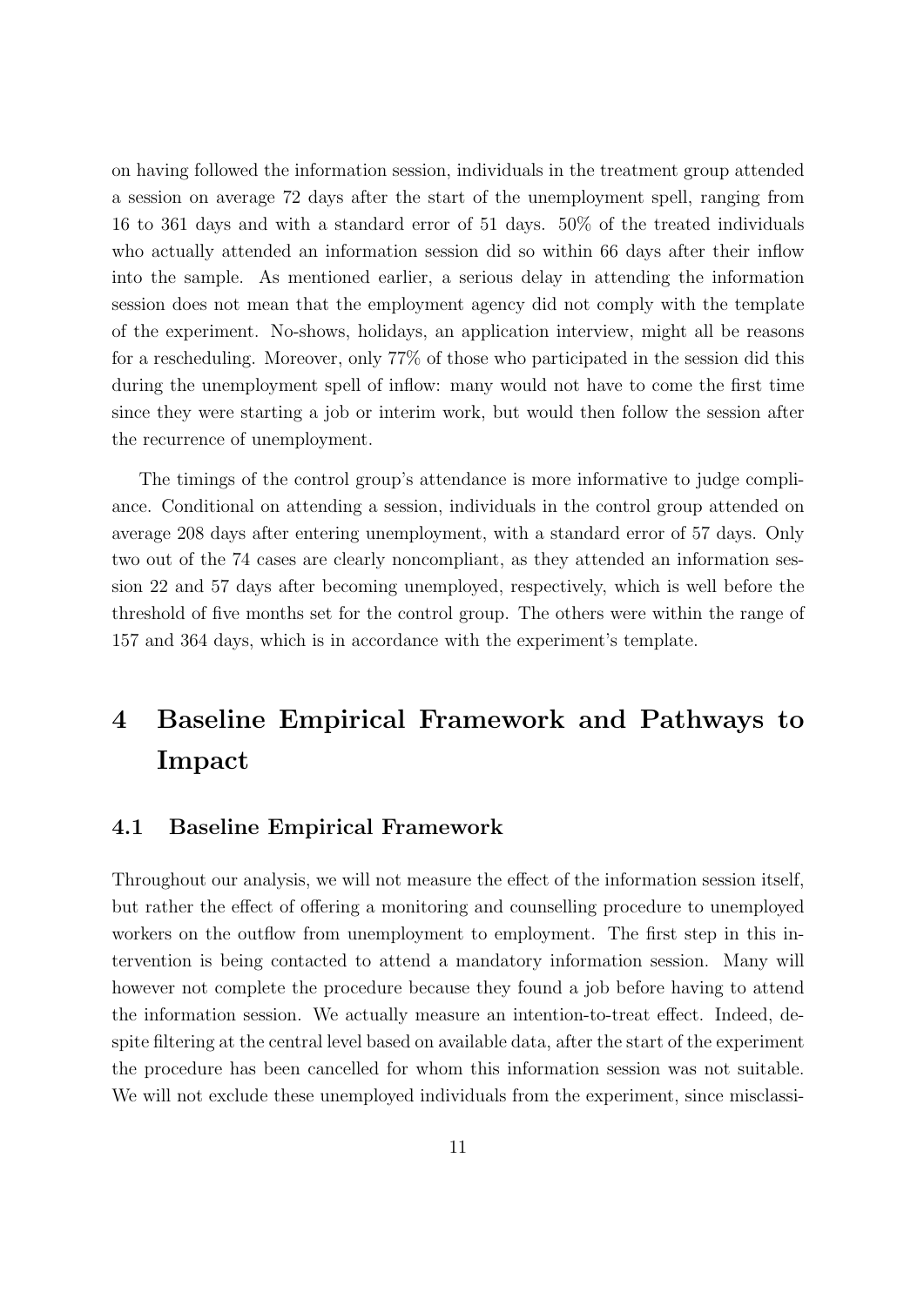on having followed the information session, individuals in the treatment group attended a session on average 72 days after the start of the unemployment spell, ranging from 16 to 361 days and with a standard error of 51 days. 50% of the treated individuals who actually attended an information session did so within 66 days after their inflow into the sample. As mentioned earlier, a serious delay in attending the information session does not mean that the employment agency did not comply with the template of the experiment. No-shows, holidays, an application interview, might all be reasons for a rescheduling. Moreover, only 77% of those who participated in the session did this during the unemployment spell of inflow: many would not have to come the first time since they were starting a job or interim work, but would then follow the session after the recurrence of unemployment.

The timings of the control group's attendance is more informative to judge compliance. Conditional on attending a session, individuals in the control group attended on average 208 days after entering unemployment, with a standard error of 57 days. Only two out of the 74 cases are clearly noncompliant, as they attended an information session 22 and 57 days after becoming unemployed, respectively, which is well before the threshold of five months set for the control group. The others were within the range of 157 and 364 days, which is in accordance with the experiment's template.

# 4 Baseline Empirical Framework and Pathways to Impact

## 4.1 Baseline Empirical Framework

Throughout our analysis, we will not measure the effect of the information session itself, but rather the effect of offering a monitoring and counselling procedure to unemployed workers on the outflow from unemployment to employment. The first step in this intervention is being contacted to attend a mandatory information session. Many will however not complete the procedure because they found a job before having to attend the information session. We actually measure an intention-to-treat effect. Indeed, despite filtering at the central level based on available data, after the start of the experiment the procedure has been cancelled for whom this information session was not suitable. We will not exclude these unemployed individuals from the experiment, since misclassi-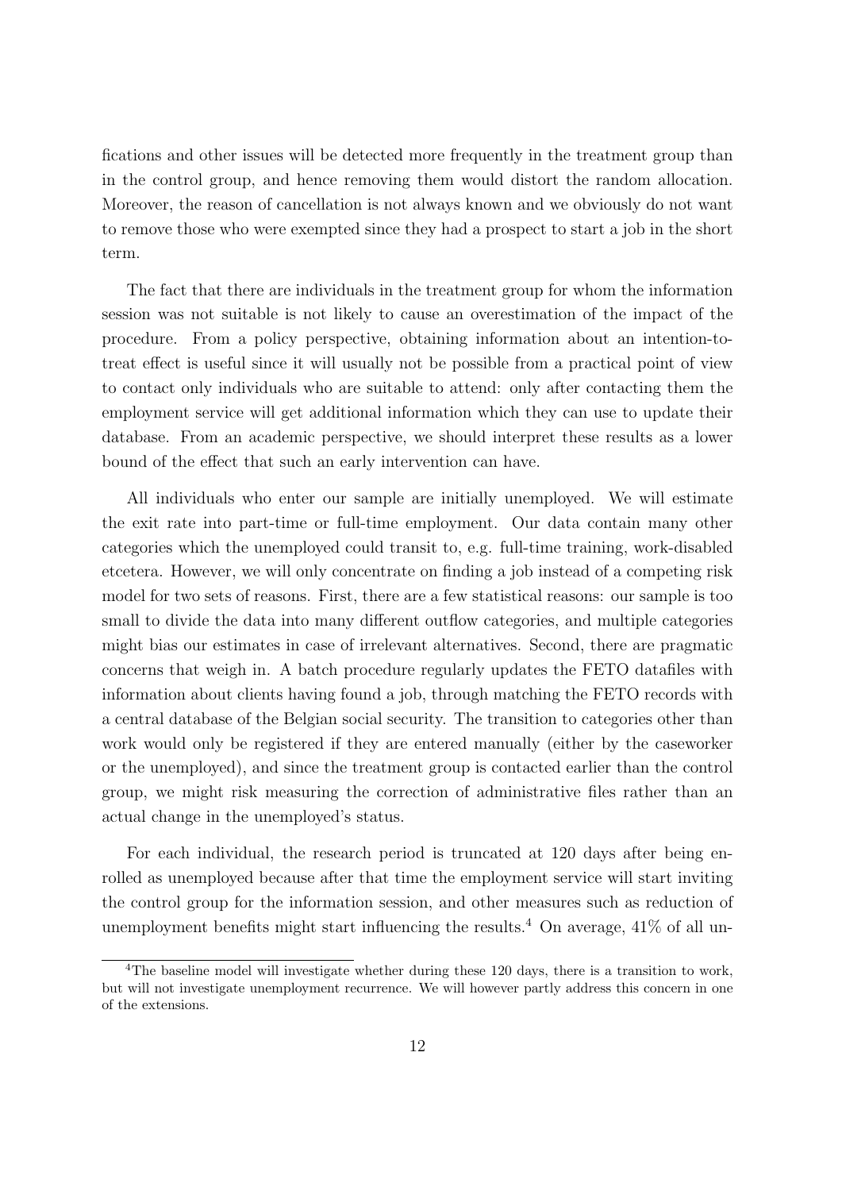fications and other issues will be detected more frequently in the treatment group than in the control group, and hence removing them would distort the random allocation. Moreover, the reason of cancellation is not always known and we obviously do not want to remove those who were exempted since they had a prospect to start a job in the short term.

The fact that there are individuals in the treatment group for whom the information session was not suitable is not likely to cause an overestimation of the impact of the procedure. From a policy perspective, obtaining information about an intention-to-treat effect is useful since it will usually not be possible from a practical point of view to contact only individuals who are suitable to attend: only after contacting them the employment service will get additional information which they can use to update their database. From an academic perspective, we should interpret these results as a lower bound of the effect that such an early intervention can have.

All individuals who enter our sample are initially unemployed. We will estimate the exit rate into part-time or full-time employment. Our data contain many other categories which the unemployed could transit to, e.g. full-time training, work-disabled etcetera. However, we will only concentrate on finding a job instead of a competing risk model for two sets of reasons. First, there are a few statistical reasons: our sample is too small to divide the data into many different outflow categories, and multiple categories might bias our estimates in case of irrelevant alternatives. Second, there are pragmatic concerns that weigh in. A batch procedure regularly updates the FETO datafiles with information about clients having found a job, through matching the FETO records with a central database of the Belgian social security. The transition to categories other than work would only be registered if they are entered manually (either by the caseworker or the unemployed), and since the treatment group is contacted earlier than the control group, we might risk measuring the correction of administrative files rather than an actual change in the unemployed's status.

For each individual, the research period is truncated at 120 days after being enrolled as unemployed because after that time the employment service will start inviting the control group for the information session, and other measures such as reduction of unemployment benefits might start influencing the results.[4] On average, 41% of all un-

[4] The baseline model will investigate whether during these 120 days, there is a transition to work, but will not investigate unemployment recurrence. We will however partly address this concern in one of the extensions.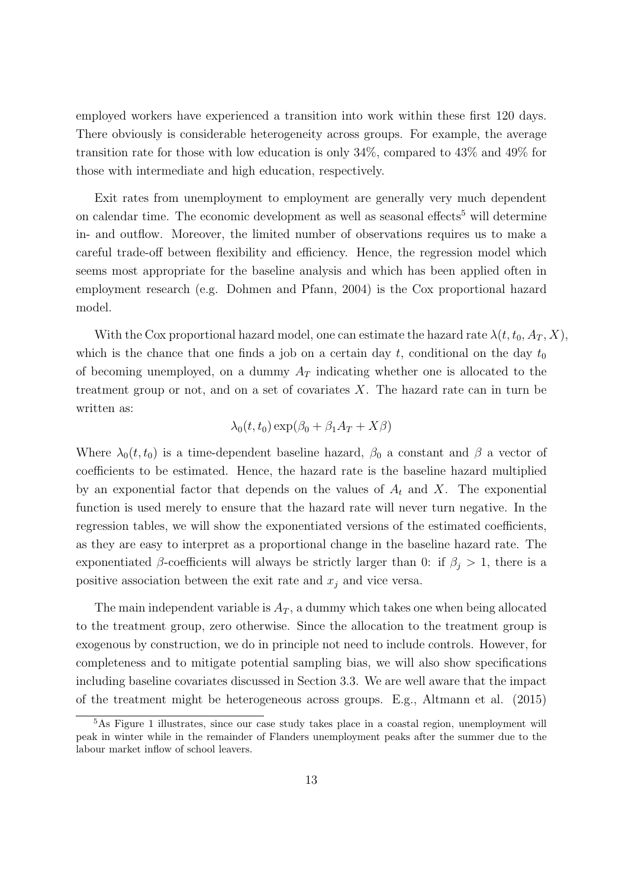employed workers have experienced a transition into work within these first 120 days. There obviously is considerable heterogeneity across groups. For example, the average transition rate for those with low education is only 34%, compared to 43% and 49% for those with intermediate and high education, respectively.

Exit rates from unemployment to employment are generally very much dependent on calendar time. The economic development as well as seasonal effects[5] will determine in- and outflow. Moreover, the limited number of observations requires us to make a careful trade-off between flexibility and efficiency. Hence, the regression model which seems most appropriate for the baseline analysis and which has been applied often in employment research (e.g. Dohmen and Pfann, 2004) is the Cox proportional hazard model.

With the Cox proportional hazard model, one can estimate the hazard rate $\lambda(t, t_0, A_T, X)$, which is the chance that one finds a job on a certain day $t$, conditional on the day $t_0$ of becoming unemployed, on a dummy $A_T$ indicating whether one is allocated to the treatment group or not, and on a set of covariates $X$. The hazard rate can in turn be written as:

$$\lambda_0(t, t_0) \exp(\beta_0 + \beta_1 A_T + X\beta)$$

Where $\lambda_0(t, t_0)$ is a time-dependent baseline hazard, $\beta_0$ a constant and $\beta$ a vector of coefficients to be estimated. Hence, the hazard rate is the baseline hazard multiplied by an exponential factor that depends on the values of $A_t$ and $X$. The exponential function is used merely to ensure that the hazard rate will never turn negative. In the regression tables, we will show the exponentiated versions of the estimated coefficients, as they are easy to interpret as a proportional change in the baseline hazard rate. The exponentiated $\beta$-coefficients will always be strictly larger than 0: if $\beta_j > 1$, there is a positive association between the exit rate and $x_j$ and vice versa.

The main independent variable is $A_T$, a dummy which takes one when being allocated to the treatment group, zero otherwise. Since the allocation to the treatment group is exogenous by construction, we do in principle not need to include controls. However, for completeness and to mitigate potential sampling bias, we will also show specifications including baseline covariates discussed in Section 3.3. We are well aware that the impact of the treatment might be heterogeneous across groups. E.g., Altmann et al. (2015)

[5] As Figure 1 illustrates, since our case study takes place in a coastal region, unemployment will peak in winter while in the remainder of Flanders unemployment peaks after the summer due to the labour market inflow of school leavers.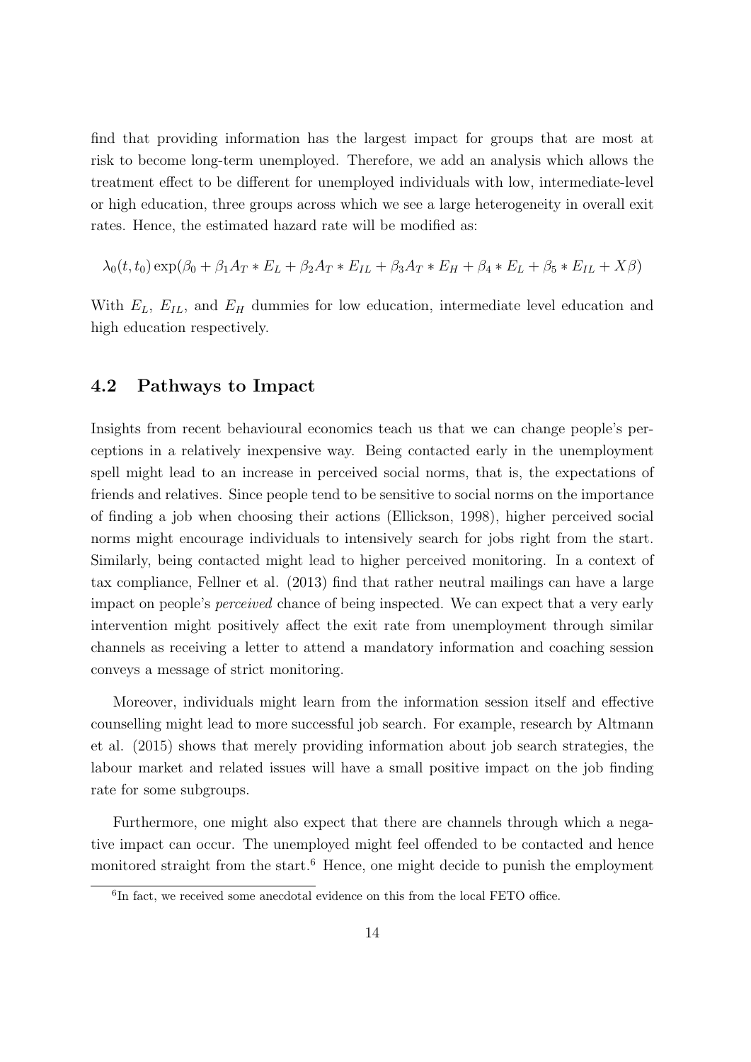find that providing information has the largest impact for groups that are most at risk to become long-term unemployed. Therefore, we add an analysis which allows the treatment effect to be different for unemployed individuals with low, intermediate-level or high education, three groups across which we see a large heterogeneity in overall exit rates. Hence, the estimated hazard rate will be modified as:

$$\lambda_0(t, t_0) \exp(\beta_0 + \beta_1 A_T * E_L + \beta_2 A_T * E_{IL} + \beta_3 A_T * E_H + \beta_4 * E_L + \beta_5 * E_{IL} + X\beta)$$

With $E_L$, $E_{IL}$, and $E_H$ dummies for low education, intermediate level education and high education respectively.

## 4.2 Pathways to Impact

Insights from recent behavioural economics teach us that we can change people's perceptions in a relatively inexpensive way. Being contacted early in the unemployment spell might lead to an increase in perceived social norms, that is, the expectations of friends and relatives. Since people tend to be sensitive to social norms on the importance of finding a job when choosing their actions (Ellickson, 1998), higher perceived social norms might encourage individuals to intensively search for jobs right from the start. Similarly, being contacted might lead to higher perceived monitoring. In a context of tax compliance, Fellner et al. (2013) find that rather neutral mailings can have a large impact on people's *perceived* chance of being inspected. We can expect that a very early intervention might positively affect the exit rate from unemployment through similar channels as receiving a letter to attend a mandatory information and coaching session conveys a message of strict monitoring.

Moreover, individuals might learn from the information session itself and effective counselling might lead to more successful job search. For example, research by Altmann et al. (2015) shows that merely providing information about job search strategies, the labour market and related issues will have a small positive impact on the job finding rate for some subgroups.

Furthermore, one might also expect that there are channels through which a negative impact can occur. The unemployed might feel offended to be contacted and hence monitored straight from the start.[6] Hence, one might decide to punish the employment

[6] In fact, we received some anecdotal evidence on this from the local FETO office.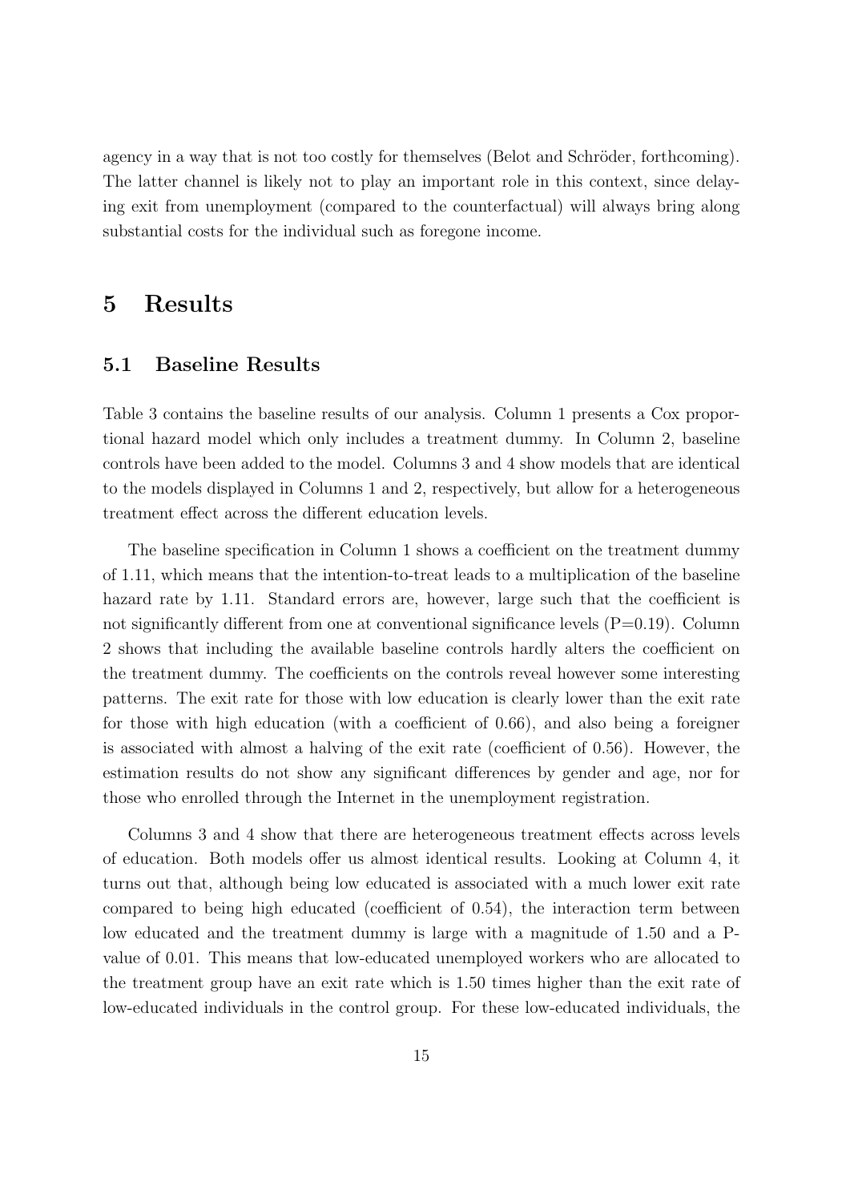agency in a way that is not too costly for themselves (Belot and Schröder, forthcoming). The latter channel is likely not to play an important role in this context, since delaying exit from unemployment (compared to the counterfactual) will always bring along substantial costs for the individual such as foregone income.

# 5 Results

## 5.1 Baseline Results

Table 3 contains the baseline results of our analysis. Column 1 presents a Cox proportional hazard model which only includes a treatment dummy. In Column 2, baseline controls have been added to the model. Columns 3 and 4 show models that are identical to the models displayed in Columns 1 and 2, respectively, but allow for a heterogeneous treatment effect across the different education levels.

The baseline specification in Column 1 shows a coefficient on the treatment dummy of 1.11, which means that the intention-to-treat leads to a multiplication of the baseline hazard rate by 1.11. Standard errors are, however, large such that the coefficient is not significantly different from one at conventional significance levels (P=0.19). Column 2 shows that including the available baseline controls hardly alters the coefficient on the treatment dummy. The coefficients on the controls reveal however some interesting patterns. The exit rate for those with low education is clearly lower than the exit rate for those with high education (with a coefficient of 0.66), and also being a foreigner is associated with almost a halving of the exit rate (coefficient of 0.56). However, the estimation results do not show any significant differences by gender and age, nor for those who enrolled through the Internet in the unemployment registration.

Columns 3 and 4 show that there are heterogeneous treatment effects across levels of education. Both models offer us almost identical results. Looking at Column 4, it turns out that, although being low educated is associated with a much lower exit rate compared to being high educated (coefficient of 0.54), the interaction term between low educated and the treatment dummy is large with a magnitude of 1.50 and a P-value of 0.01. This means that low-educated unemployed workers who are allocated to the treatment group have an exit rate which is 1.50 times higher than the exit rate of low-educated individuals in the control group. For these low-educated individuals, the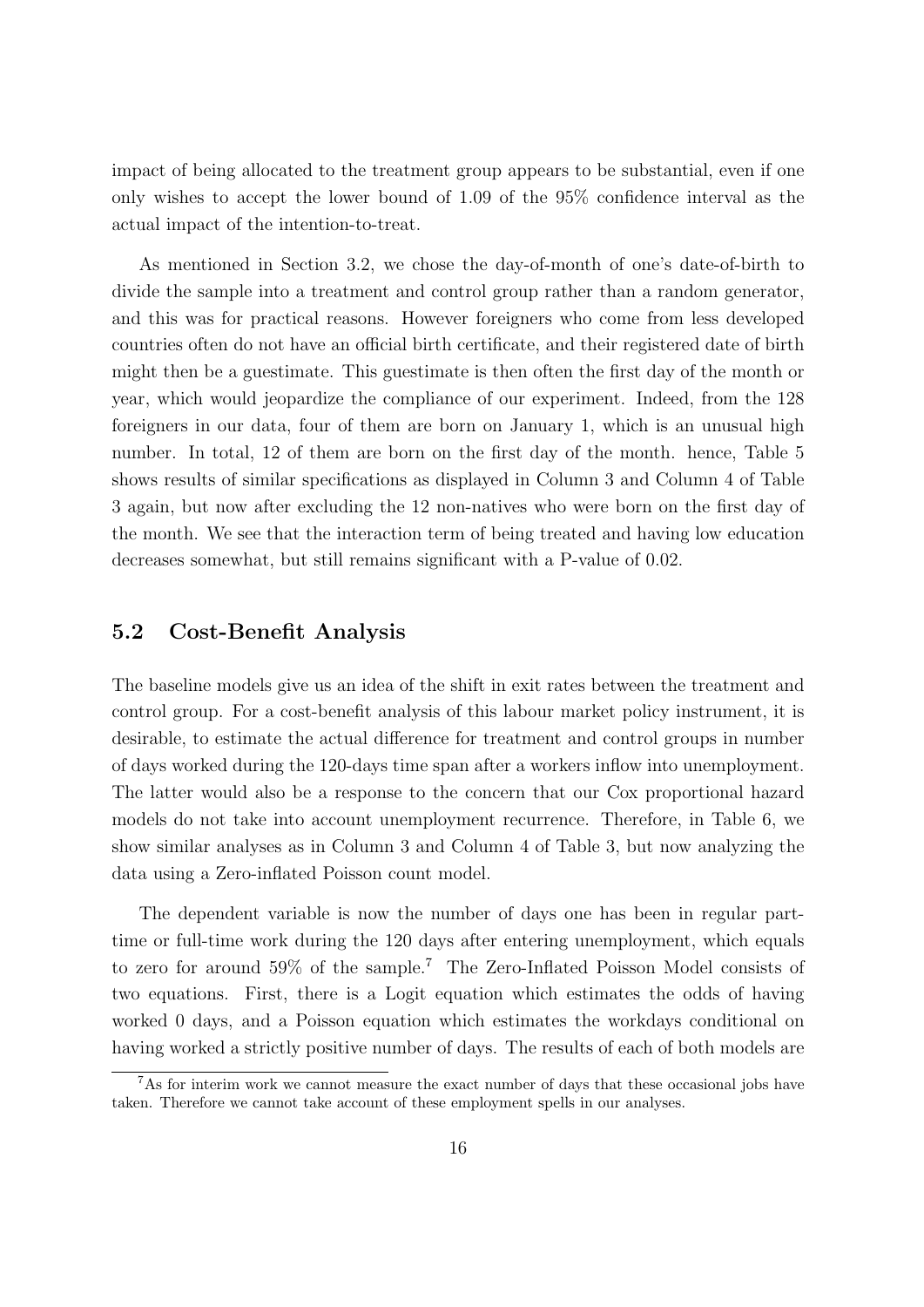impact of being allocated to the treatment group appears to be substantial, even if one only wishes to accept the lower bound of 1.09 of the 95% confidence interval as the actual impact of the intention-to-treat.

As mentioned in Section 3.2, we chose the day-of-month of one's date-of-birth to divide the sample into a treatment and control group rather than a random generator, and this was for practical reasons. However foreigners who come from less developed countries often do not have an official birth certificate, and their registered date of birth might then be a guestimate. This guestimate is then often the first day of the month or year, which would jeopardize the compliance of our experiment. Indeed, from the 128 foreigners in our data, four of them are born on January 1, which is an unusual high number. In total, 12 of them are born on the first day of the month. hence, Table 5 shows results of similar specifications as displayed in Column 3 and Column 4 of Table 3 again, but now after excluding the 12 non-natives who were born on the first day of the month. We see that the interaction term of being treated and having low education decreases somewhat, but still remains significant with a P-value of 0.02.

## 5.2 Cost-Benefit Analysis

The baseline models give us an idea of the shift in exit rates between the treatment and control group. For a cost-benefit analysis of this labour market policy instrument, it is desirable, to estimate the actual difference for treatment and control groups in number of days worked during the 120-days time span after a workers inflow into unemployment. The latter would also be a response to the concern that our Cox proportional hazard models do not take into account unemployment recurrence. Therefore, in Table 6, we show similar analyses as in Column 3 and Column 4 of Table 3, but now analyzing the data using a Zero-inflated Poisson count model.

The dependent variable is now the number of days one has been in regular part-time or full-time work during the 120 days after entering unemployment, which equals to zero for around 59% of the sample.[7] The Zero-Inflated Poisson Model consists of two equations. First, there is a Logit equation which estimates the odds of having worked 0 days, and a Poisson equation which estimates the workdays conditional on having worked a strictly positive number of days. The results of each of both models are

[7] As for interim work we cannot measure the exact number of days that these occasional jobs have taken. Therefore we cannot take account of these employment spells in our analyses.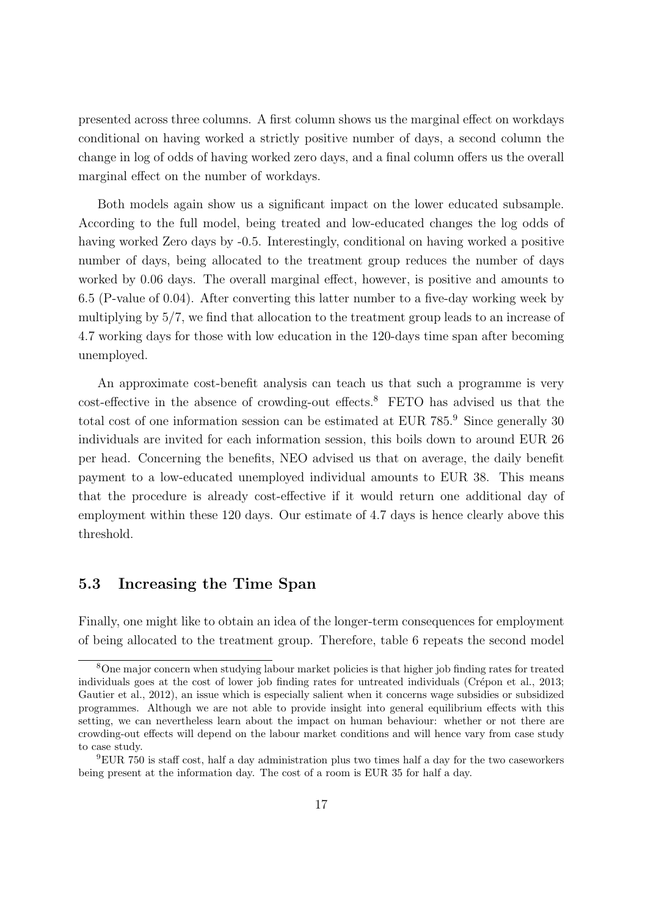presented across three columns. A first column shows us the marginal effect on workdays conditional on having worked a strictly positive number of days, a second column the change in log of odds of having worked zero days, and a final column offers us the overall marginal effect on the number of workdays.

Both models again show us a significant impact on the lower educated subsample. According to the full model, being treated and low-educated changes the log odds of having worked Zero days by -0.5. Interestingly, conditional on having worked a positive number of days, being allocated to the treatment group reduces the number of days worked by 0.06 days. The overall marginal effect, however, is positive and amounts to 6.5 (P-value of 0.04). After converting this latter number to a five-day working week by multiplying by 5/7, we find that allocation to the treatment group leads to an increase of 4.7 working days for those with low education in the 120-days time span after becoming unemployed.

An approximate cost-benefit analysis can teach us that such a programme is very cost-effective in the absence of crowding-out effects.[8] FETO has advised us that the total cost of one information session can be estimated at EUR 785.[9] Since generally 30 individuals are invited for each information session, this boils down to around EUR 26 per head. Concerning the benefits, NEO advised us that on average, the daily benefit payment to a low-educated unemployed individual amounts to EUR 38. This means that the procedure is already cost-effective if it would return one additional day of employment within these 120 days. Our estimate of 4.7 days is hence clearly above this threshold.

## 5.3 Increasing the Time Span

Finally, one might like to obtain an idea of the longer-term consequences for employment of being allocated to the treatment group. Therefore, table 6 repeats the second model

[8] One major concern when studying labour market policies is that higher job finding rates for treated individuals goes at the cost of lower job finding rates for untreated individuals (Crépon et al., 2013; Gautier et al., 2012), an issue which is especially salient when it concerns wage subsidies or subsidized programmes. Although we are not able to provide insight into general equilibrium effects with this setting, we can nevertheless learn about the impact on human behaviour: whether or not there are crowding-out effects will depend on the labour market conditions and will hence vary from case study to case study.

[9] EUR 750 is staff cost, half a day administration plus two times half a day for the two caseworkers being present at the information day. The cost of a room is EUR 35 for half a day.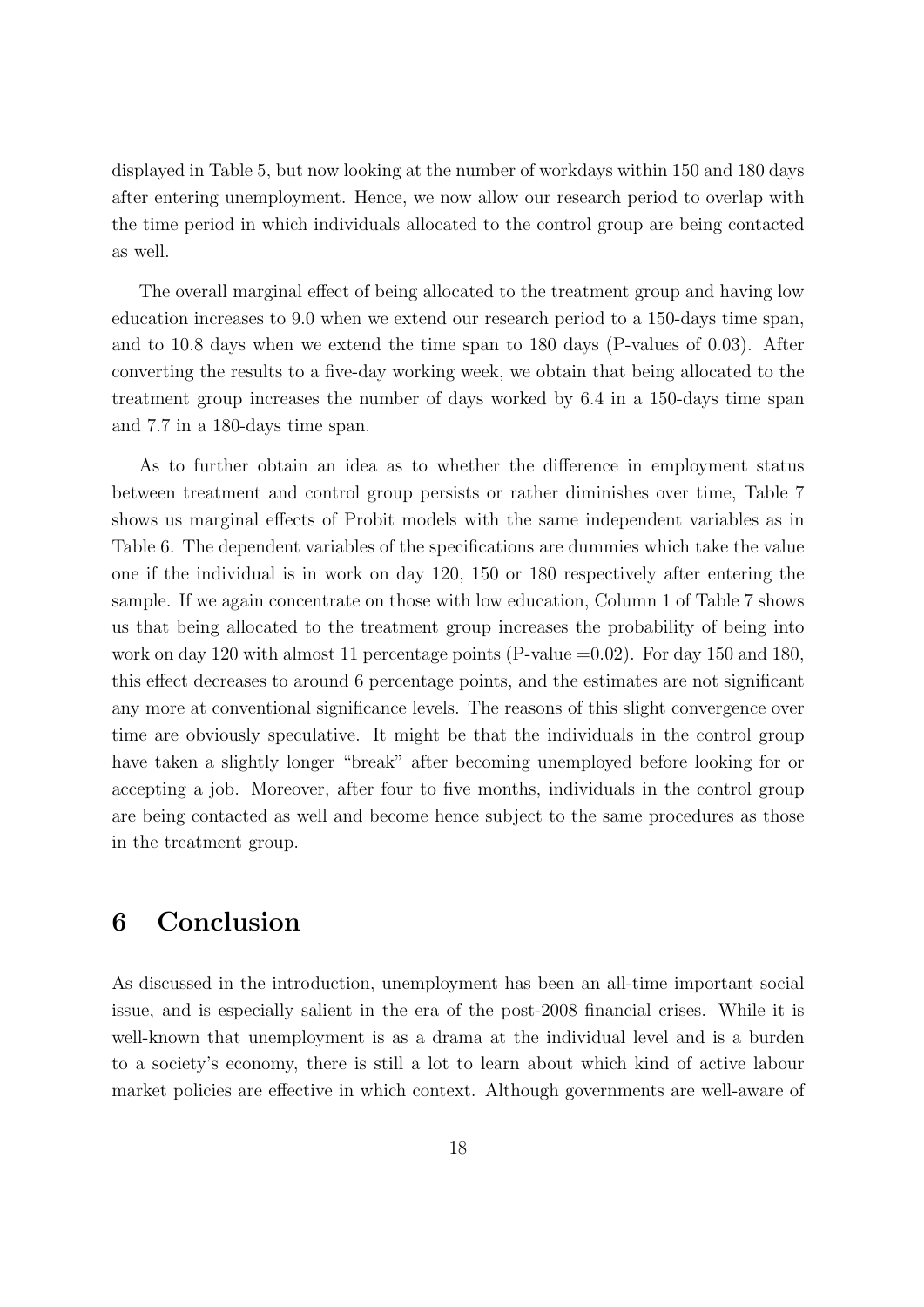displayed in Table 5, but now looking at the number of workdays within 150 and 180 days after entering unemployment. Hence, we now allow our research period to overlap with the time period in which individuals allocated to the control group are being contacted as well.

The overall marginal effect of being allocated to the treatment group and having low education increases to 9.0 when we extend our research period to a 150-days time span, and to 10.8 days when we extend the time span to 180 days (P-values of 0.03). After converting the results to a five-day working week, we obtain that being allocated to the treatment group increases the number of days worked by 6.4 in a 150-days time span and 7.7 in a 180-days time span.

As to further obtain an idea as to whether the difference in employment status between treatment and control group persists or rather diminishes over time, Table 7 shows us marginal effects of Probit models with the same independent variables as in Table 6. The dependent variables of the specifications are dummies which take the value one if the individual is in work on day 120, 150 or 180 respectively after entering the sample. If we again concentrate on those with low education, Column 1 of Table 7 shows us that being allocated to the treatment group increases the probability of being into work on day 120 with almost 11 percentage points (P-value =0.02). For day 150 and 180, this effect decreases to around 6 percentage points, and the estimates are not significant any more at conventional significance levels. The reasons of this slight convergence over time are obviously speculative. It might be that the individuals in the control group have taken a slightly longer "break" after becoming unemployed before looking for or accepting a job. Moreover, after four to five months, individuals in the control group are being contacted as well and become hence subject to the same procedures as those in the treatment group.

# 6 Conclusion

As discussed in the introduction, unemployment has been an all-time important social issue, and is especially salient in the era of the post-2008 financial crises. While it is well-known that unemployment is as a drama at the individual level and is a burden to a society's economy, there is still a lot to learn about which kind of active labour market policies are effective in which context. Although governments are well-aware of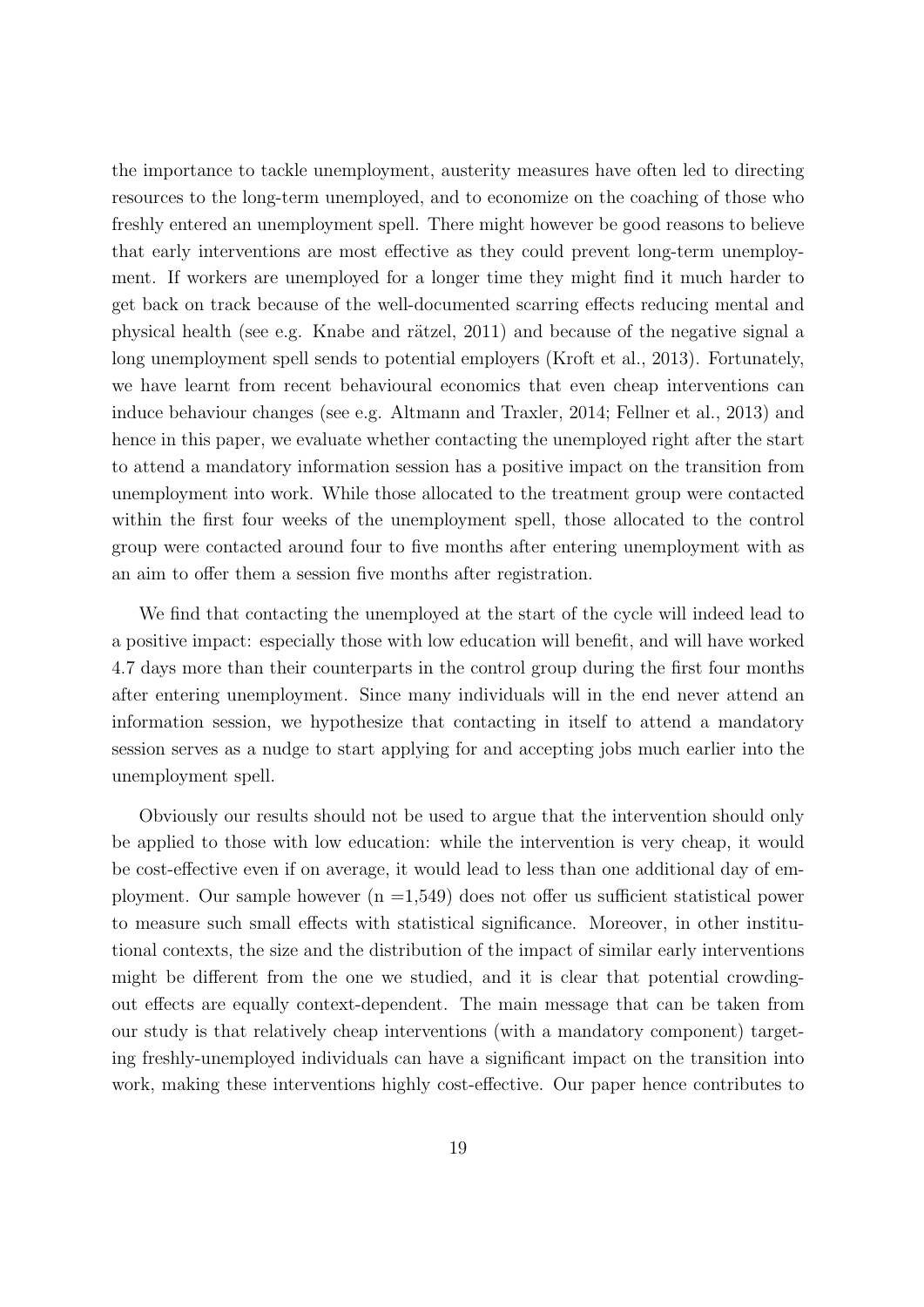the importance to tackle unemployment, austerity measures have often led to directing resources to the long-term unemployed, and to economize on the coaching of those who freshly entered an unemployment spell. There might however be good reasons to believe that early interventions are most effective as they could prevent long-term unemployment. If workers are unemployed for a longer time they might find it much harder to get back on track because of the well-documented scarring effects reducing mental and physical health (see e.g. Knabe and rätzel, 2011) and because of the negative signal a long unemployment spell sends to potential employers (Kroft et al., 2013). Fortunately, we have learnt from recent behavioural economics that even cheap interventions can induce behaviour changes (see e.g. Altmann and Traxler, 2014; Fellner et al., 2013) and hence in this paper, we evaluate whether contacting the unemployed right after the start to attend a mandatory information session has a positive impact on the transition from unemployment into work. While those allocated to the treatment group were contacted within the first four weeks of the unemployment spell, those allocated to the control group were contacted around four to five months after entering unemployment with as an aim to offer them a session five months after registration.

We find that contacting the unemployed at the start of the cycle will indeed lead to a positive impact: especially those with low education will benefit, and will have worked 4.7 days more than their counterparts in the control group during the first four months after entering unemployment. Since many individuals will in the end never attend an information session, we hypothesize that contacting in itself to attend a mandatory session serves as a nudge to start applying for and accepting jobs much earlier into the unemployment spell.

Obviously our results should not be used to argue that the intervention should only be applied to those with low education: while the intervention is very cheap, it would be cost-effective even if on average, it would lead to less than one additional day of employment. Our sample however (n =1,549) does not offer us sufficient statistical power to measure such small effects with statistical significance. Moreover, in other institutional contexts, the size and the distribution of the impact of similar early interventions might be different from the one we studied, and it is clear that potential crowding-out effects are equally context-dependent. The main message that can be taken from our study is that relatively cheap interventions (with a mandatory component) targeting freshly-unemployed individuals can have a significant impact on the transition into work, making these interventions highly cost-effective. Our paper hence contributes to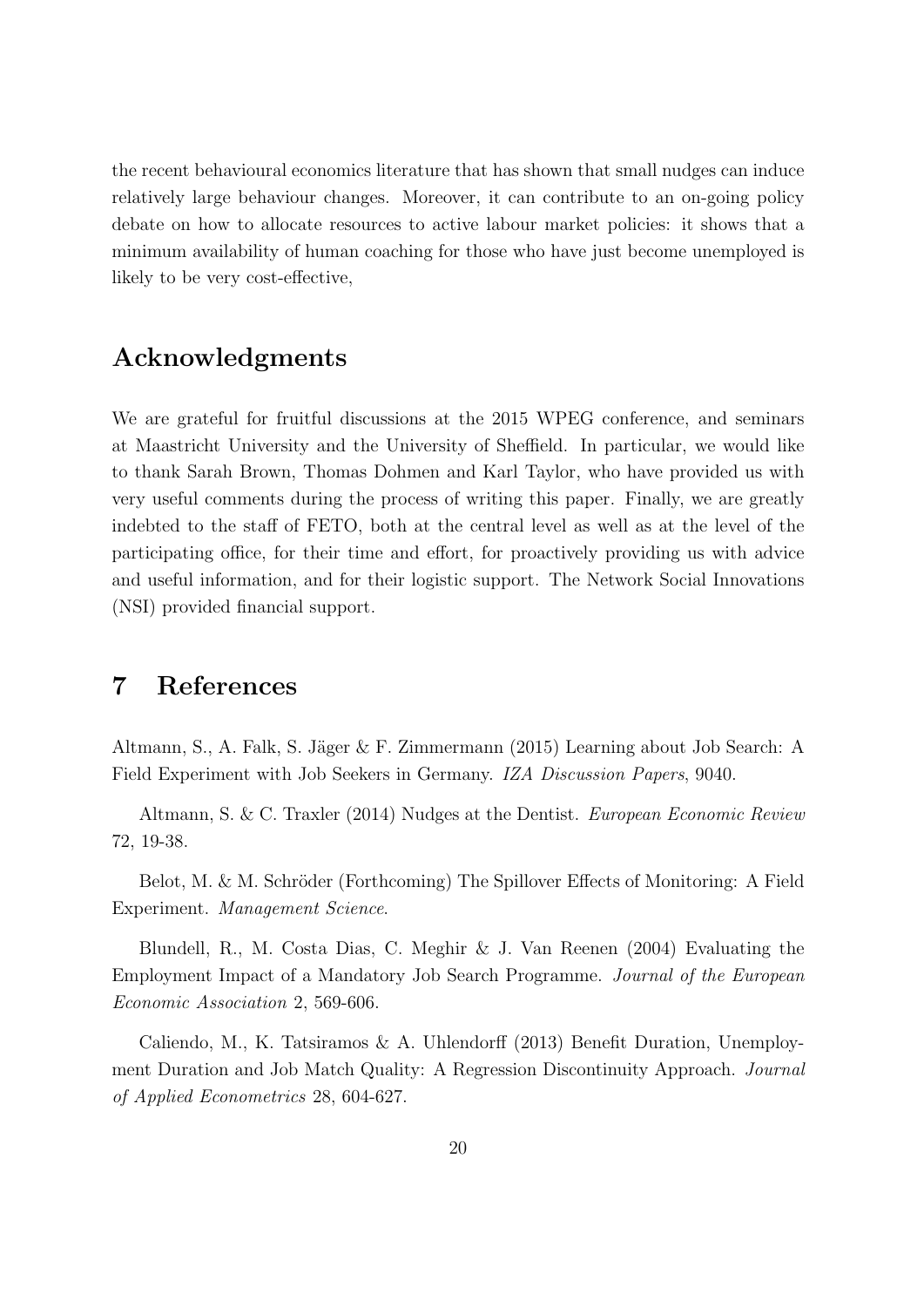the recent behavioural economics literature that has shown that small nudges can induce relatively large behaviour changes. Moreover, it can contribute to an on-going policy debate on how to allocate resources to active labour market policies: it shows that a minimum availability of human coaching for those who have just become unemployed is likely to be very cost-effective,

## Acknowledgments

We are grateful for fruitful discussions at the 2015 WPEG conference, and seminars at Maastricht University and the University of Sheffield. In particular, we would like to thank Sarah Brown, Thomas Dohmen and Karl Taylor, who have provided us with very useful comments during the process of writing this paper. Finally, we are greatly indebted to the staff of FETO, both at the central level as well as at the level of the participating office, for their time and effort, for proactively providing us with advice and useful information, and for their logistic support. The Network Social Innovations (NSI) provided financial support.

# 7 References

Altmann, S., A. Falk, S. Jäger & F. Zimmermann (2015) Learning about Job Search: A Field Experiment with Job Seekers in Germany. *IZA Discussion Papers*, 9040.

Altmann, S. & C. Traxler (2014) Nudges at the Dentist. *European Economic Review* 72, 19-38.

Belot, M. & M. Schröder (Forthcoming) The Spillover Effects of Monitoring: A Field Experiment. *Management Science*.

Blundell, R., M. Costa Dias, C. Meghir & J. Van Reenen (2004) Evaluating the Employment Impact of a Mandatory Job Search Programme. *Journal of the European Economic Association* 2, 569-606.

Caliendo, M., K. Tatsiramos & A. Uhlendorff (2013) Benefit Duration, Unemployment Duration and Job Match Quality: A Regression Discontinuity Approach. *Journal of Applied Econometrics* 28, 604-627.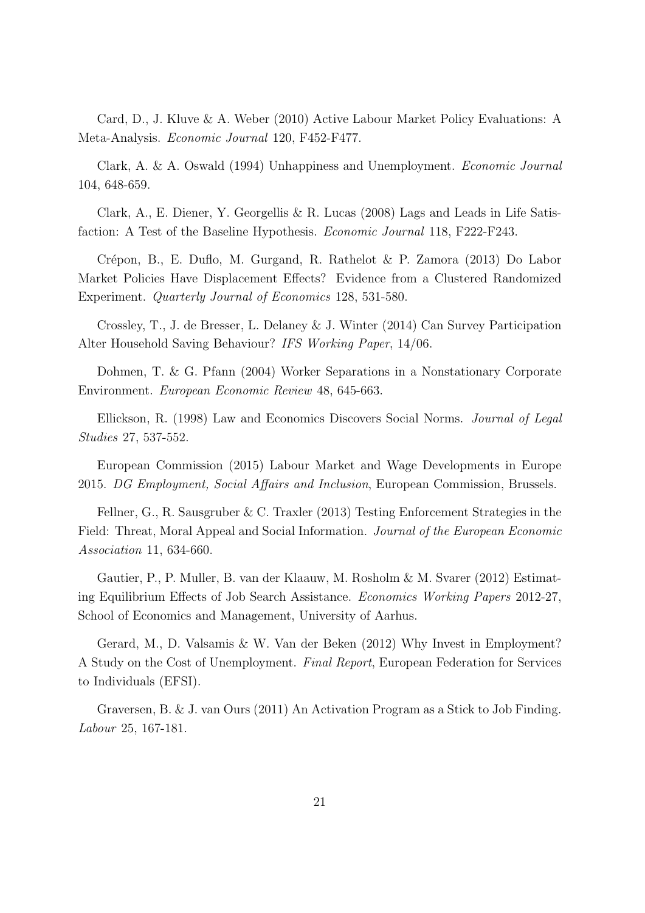Card, D., J. Kluve & A. Weber (2010) Active Labour Market Policy Evaluations: A Meta-Analysis. *Economic Journal* 120, F452-F477.

Clark, A. & A. Oswald (1994) Unhappiness and Unemployment. *Economic Journal* 104, 648-659.

Clark, A., E. Diener, Y. Georgellis & R. Lucas (2008) Lags and Leads in Life Satisfaction: A Test of the Baseline Hypothesis. *Economic Journal* 118, F222-F243.

Crépon, B., E. Duflo, M. Gurgand, R. Rathelot & P. Zamora (2013) Do Labor Market Policies Have Displacement Effects? Evidence from a Clustered Randomized Experiment. *Quarterly Journal of Economics* 128, 531-580.

Crossley, T., J. de Bresser, L. Delaney & J. Winter (2014) Can Survey Participation Alter Household Saving Behaviour? *IFS Working Paper*, 14/06.

Dohmen, T. & G. Pfann (2004) Worker Separations in a Nonstationary Corporate Environment. *European Economic Review* 48, 645-663.

Ellickson, R. (1998) Law and Economics Discovers Social Norms. *Journal of Legal Studies* 27, 537-552.

European Commission (2015) Labour Market and Wage Developments in Europe 2015. *DG Employment, Social Affairs and Inclusion*, European Commission, Brussels.

Fellner, G., R. Sausgruber & C. Traxler (2013) Testing Enforcement Strategies in the Field: Threat, Moral Appeal and Social Information. *Journal of the European Economic Association* 11, 634-660.

Gautier, P., P. Muller, B. van der Klaauw, M. Rosholm & M. Svarer (2012) Estimating Equilibrium Effects of Job Search Assistance. *Economics Working Papers* 2012-27, School of Economics and Management, University of Aarhus.

Gerard, M., D. Valsamis & W. Van der Beken (2012) Why Invest in Employment? A Study on the Cost of Unemployment. *Final Report*, European Federation for Services to Individuals (EFSI).

Graversen, B. & J. van Ours (2011) An Activation Program as a Stick to Job Finding. *Labour* 25, 167-181.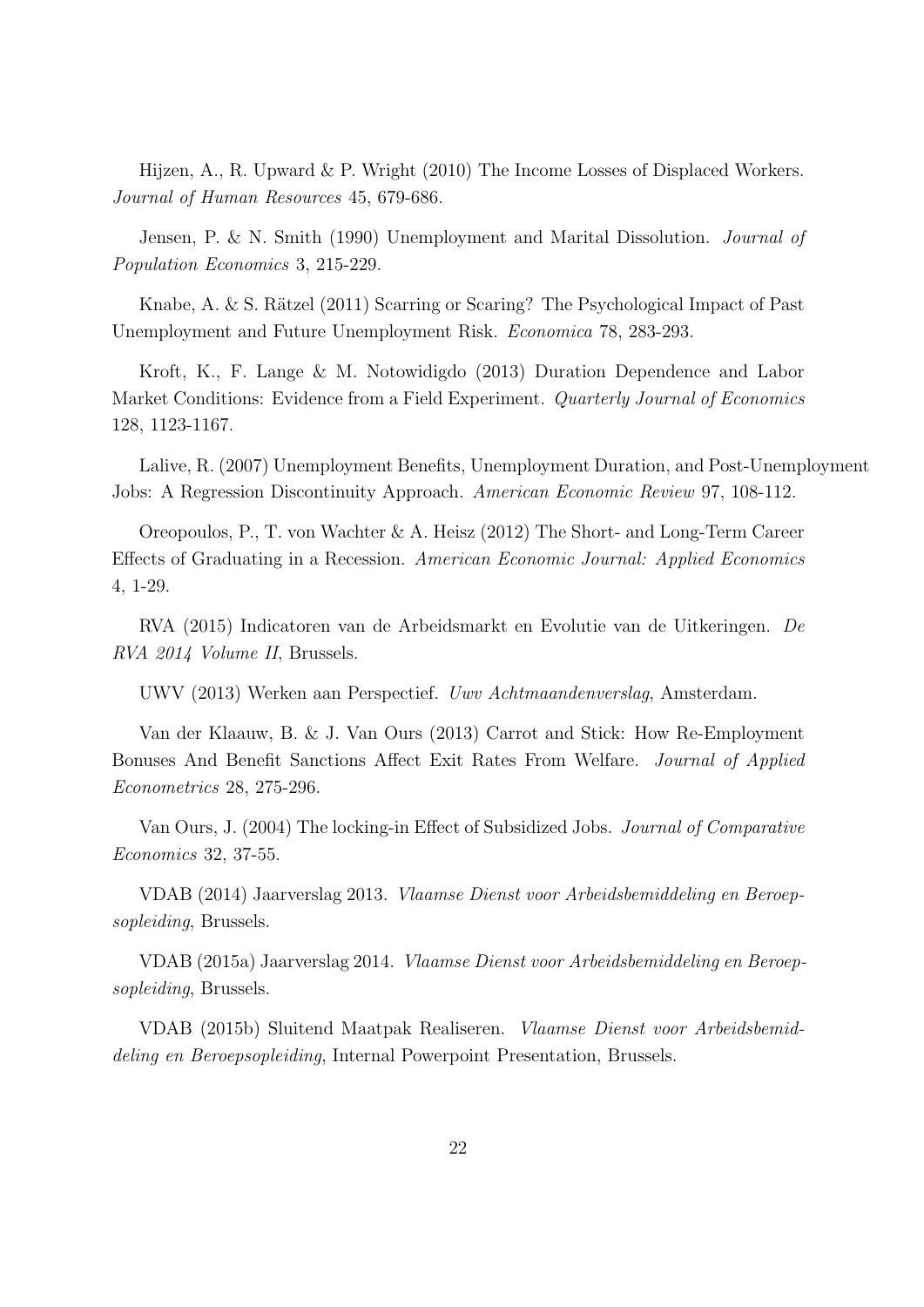Hijzen, A., R. Upward & P. Wright (2010) The Income Losses of Displaced Workers. *Journal of Human Resources* 45, 679-686.

Jensen, P. & N. Smith (1990) Unemployment and Marital Dissolution. *Journal of Population Economics* 3, 215-229.

Knabe, A. & S. Rätzel (2011) Scarring or Scaring? The Psychological Impact of Past Unemployment and Future Unemployment Risk. *Economica* 78, 283-293.

Kroft, K., F. Lange & M. Notowidigdo (2013) Duration Dependence and Labor Market Conditions: Evidence from a Field Experiment. *Quarterly Journal of Economics* 128, 1123-1167.

Lalive, R. (2007) Unemployment Benefits, Unemployment Duration, and Post-Unemployment Jobs: A Regression Discontinuity Approach. *American Economic Review* 97, 108-112.

Oreopoulos, P., T. von Wachter & A. Heisz (2012) The Short- and Long-Term Career Effects of Graduating in a Recession. *American Economic Journal: Applied Economics* 4, 1-29.

RVA (2015) Indicatoren van de Arbeidsmarkt en Evolutie van de Uitkeringen. *De RVA 2014 Volume II*, Brussels.

UWV (2013) Werken aan Perspectief. *Uwv Achtmaandenverslag*, Amsterdam.

Van der Klaauw, B. & J. Van Ours (2013) Carrot and Stick: How Re-Employment Bonuses And Benefit Sanctions Affect Exit Rates From Welfare. *Journal of Applied Econometrics* 28, 275-296.

Van Ours, J. (2004) The locking-in Effect of Subsidized Jobs. *Journal of Comparative Economics* 32, 37-55.

VDAB (2014) Jaarverslag 2013. *Vlaamse Dienst voor Arbeidsbemiddeling en Beroepsopleiding*, Brussels.

VDAB (2015a) Jaarverslag 2014. *Vlaamse Dienst voor Arbeidsbemiddeling en Beroepsopleiding*, Brussels.

VDAB (2015b) Sluitend Maatpak Realiseren. *Vlaamse Dienst voor Arbeidsbemiddeling en Beroepsopleiding*, Internal Powerpoint Presentation, Brussels.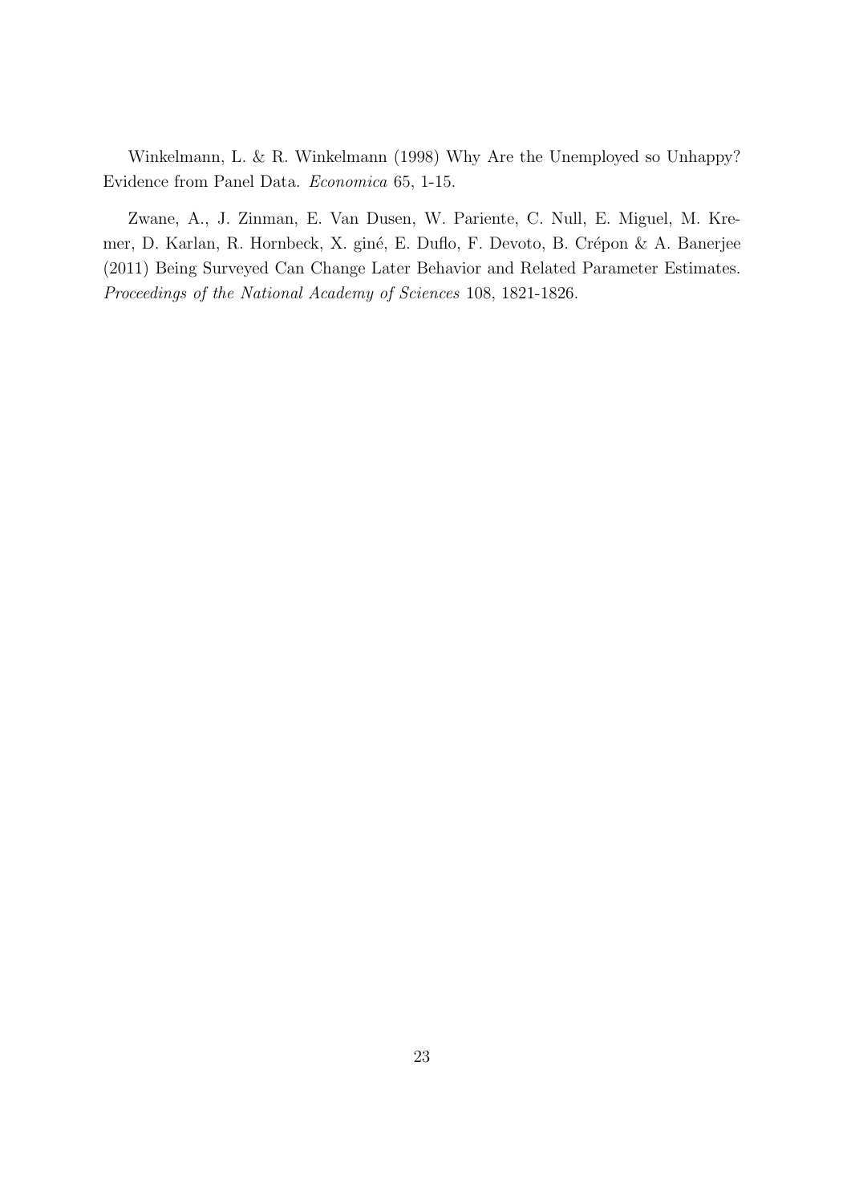Winkelmann, L. & R. Winkelmann (1998) Why Are the Unemployed so Unhappy? Evidence from Panel Data. *Economica* 65, 1-15.

Zwane, A., J. Zinman, E. Van Dusen, W. Pariente, C. Null, E. Miguel, M. Kremer, D. Karlan, R. Hornbeck, X. giné, E. Duflo, F. Devoto, B. Crépon & A. Banerjee (2011) Being Surveyed Can Change Later Behavior and Related Parameter Estimates. *Proceedings of the National Academy of Sciences* 108, 1821-1826.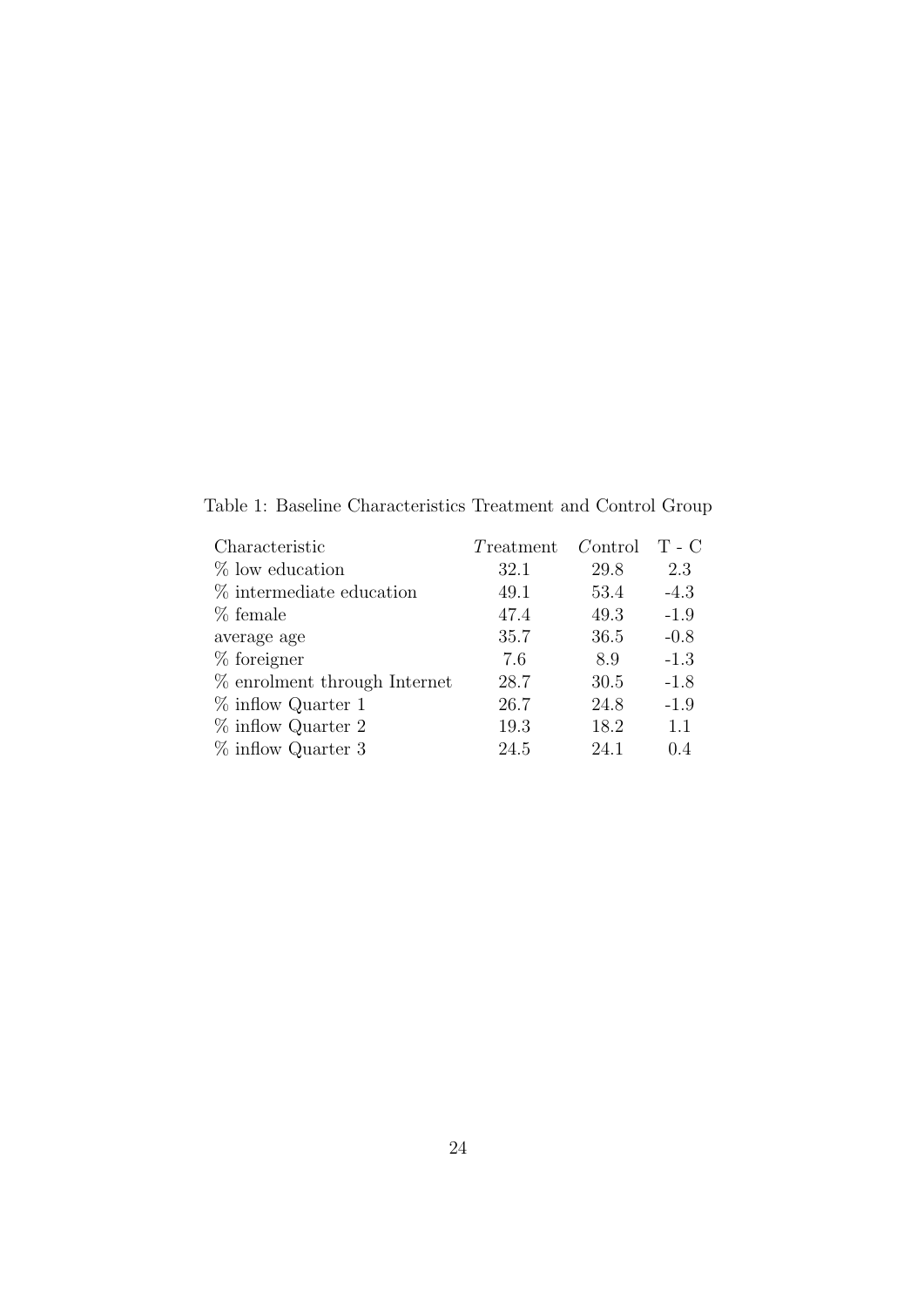Table 1: Baseline Characteristics Treatment and Control Group

| Characteristic | $T$reatment | $C$ontrol | T - C |
|---|---|---|---|
| % low education | 32.1 | 29.8 | 2.3 |
| % intermediate education | 49.1 | 53.4 | -4.3 |
| % female | 47.4 | 49.3 | -1.9 |
| average age | 35.7 | 36.5 | -0.8 |
| % foreigner | 7.6 | 8.9 | -1.3 |
| % enrolment through Internet | 28.7 | 30.5 | -1.8 |
| % inflow Quarter 1 | 26.7 | 24.8 | -1.9 |
| % inflow Quarter 2 | 19.3 | 18.2 | 1.1 |
| % inflow Quarter 3 | 24.5 | 24.1 | 0.4 |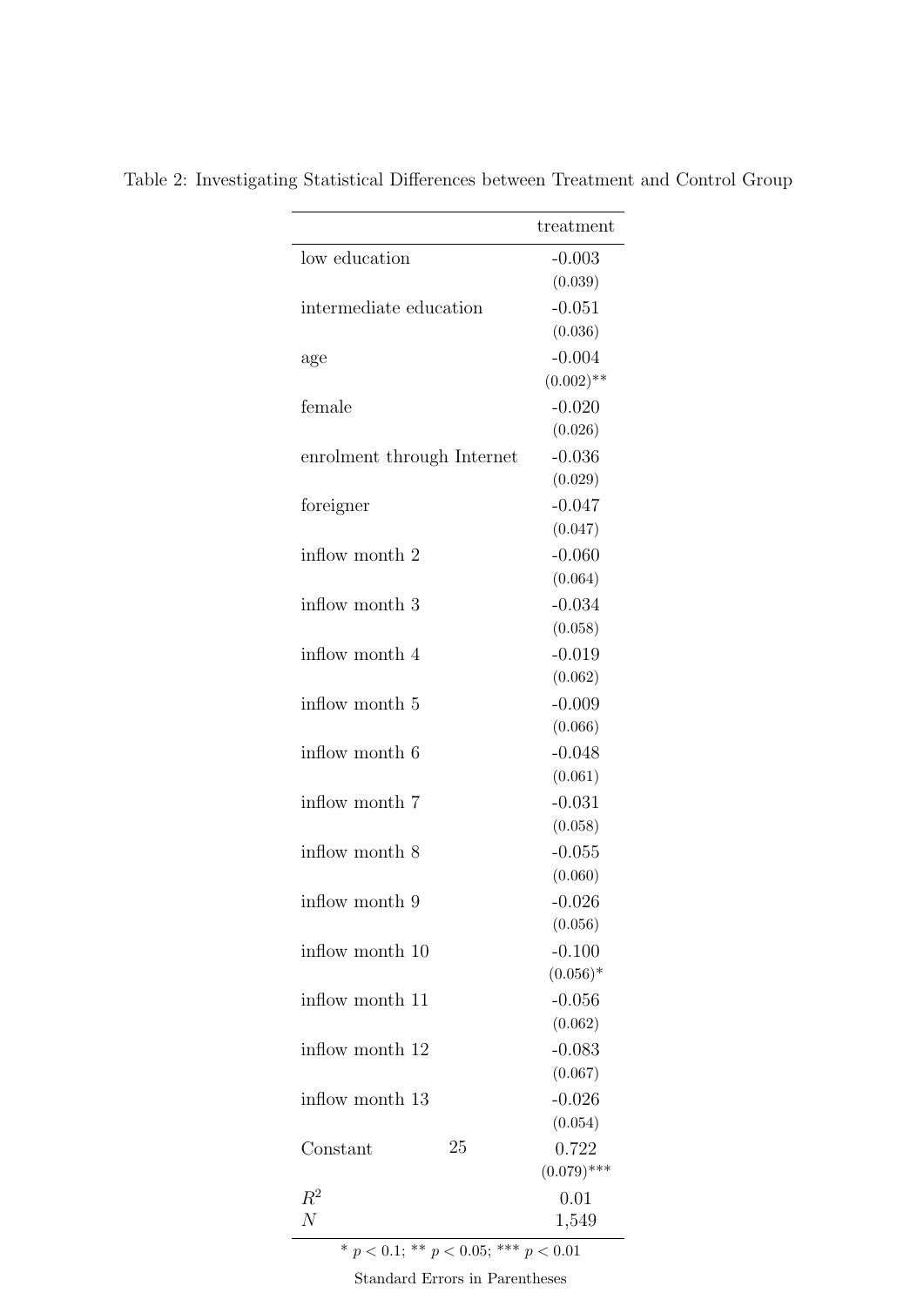Table 2: Investigating Statistical Differences between Treatment and Control Group

| | treatment |
|---|---|
| low education | -0.003 |
| | (0.039) |
| intermediate education | -0.051 |
| | (0.036) |
| age | -0.004 |
| | (0.002)** |
| female | -0.020 |
| | (0.026) |
| enrolment through Internet | -0.036 |
| | (0.029) |
| foreigner | -0.047 |
| | (0.047) |
| inflow month 2 | -0.060 |
| | (0.064) |
| inflow month 3 | -0.034 |
| | (0.058) |
| inflow month 4 | -0.019 |
| | (0.062) |
| inflow month 5 | -0.009 |
| | (0.066) |
| inflow month 6 | -0.048 |
| | (0.061) |
| inflow month 7 | -0.031 |
| | (0.058) |
| inflow month 8 | -0.055 |
| | (0.060) |
| inflow month 9 | -0.026 |
| | (0.056) |
| inflow month 10 | -0.100 |
| | (0.056)* |
| inflow month 11 | -0.056 |
| | (0.062) |
| inflow month 12 | -0.083 |
| | (0.067) |
| inflow month 13 | -0.026 |
| | (0.054) |
| Constant | 0.722 |
| | (0.079)*** |
| $R^2$ | 0.01 |
| $N$ | 1,549 |

* $p < 0.1$; ** $p < 0.05$; *** $p < 0.01$

Standard Errors in Parentheses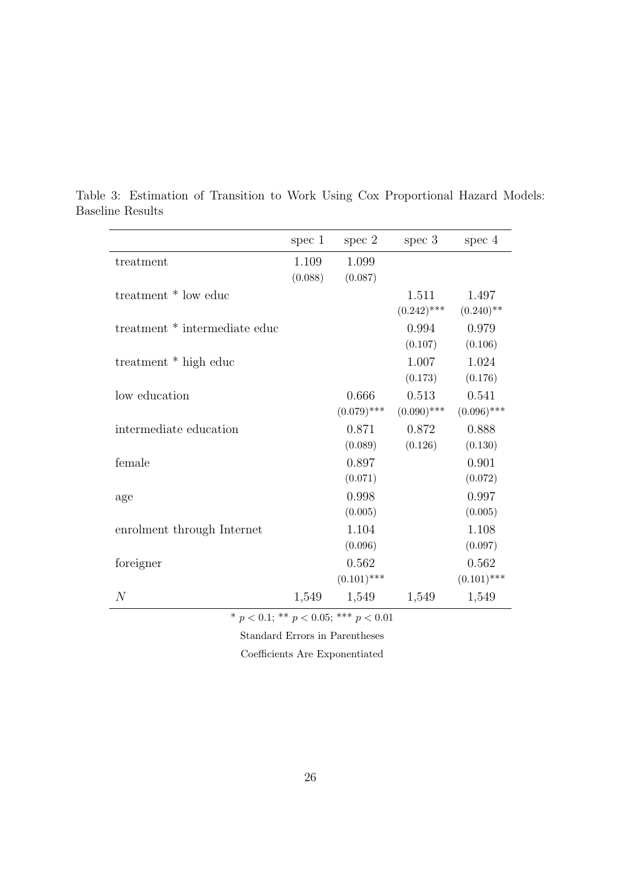Table 3: Estimation of Transition to Work Using Cox Proportional Hazard Models: Baseline Results

| | spec 1 | spec 2 | spec 3 | spec 4 |
|---|---|---|---|---|
| treatment | 1.109 | 1.099 | | |
| | (0.088) | (0.087) | | |
| treatment * low educ | | | 1.511 | 1.497 |
| | | | (0.242)*** | (0.240)** |
| treatment * intermediate educ | | | 0.994 | 0.979 |
| | | | (0.107) | (0.106) |
| treatment * high educ | | | 1.007 | 1.024 |
| | | | (0.173) | (0.176) |
| low education | | 0.666 | 0.513 | 0.541 |
| | | (0.079)*** | (0.090)*** | (0.096)*** |
| intermediate education | | 0.871 | 0.872 | 0.888 |
| | | (0.089) | (0.126) | (0.130) |
| female | | 0.897 | | 0.901 |
| | | (0.071) | | (0.072) |
| age | | 0.998 | | 0.997 |
| | | (0.005) | | (0.005) |
| enrolment through Internet | | 1.104 | | 1.108 |
| | | (0.096) | | (0.097) |
| foreigner | | 0.562 | | 0.562 |
| | | (0.101)*** | | (0.101)*** |
| $N$ | 1,549 | 1,549 | 1,549 | 1,549 |

* $p < 0.1$; ** $p < 0.05$; *** $p < 0.01$

Standard Errors in Parentheses

Coefficients Are Exponentiated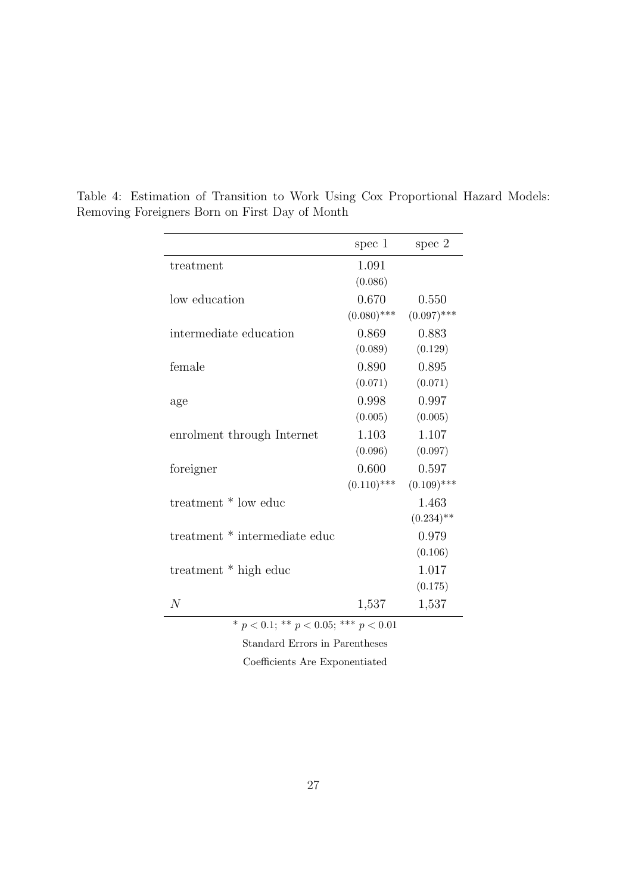Table 4: Estimation of Transition to Work Using Cox Proportional Hazard Models: Removing Foreigners Born on First Day of Month

| | spec 1 | spec 2 |
|---|---|---|
| treatment | 1.091 | |
| | (0.086) | |
| low education | 0.670 | 0.550 |
| | (0.080)*** | (0.097)*** |
| intermediate education | 0.869 | 0.883 |
| | (0.089) | (0.129) |
| female | 0.890 | 0.895 |
| | (0.071) | (0.071) |
| age | 0.998 | 0.997 |
| | (0.005) | (0.005) |
| enrolment through Internet | 1.103 | 1.107 |
| | (0.096) | (0.097) |
| foreigner | 0.600 | 0.597 |
| | (0.110)*** | (0.109)*** |
| treatment * low educ | | 1.463 |
| | | (0.234)** |
| treatment * intermediate educ | | 0.979 |
| | | (0.106) |
| treatment * high educ | | 1.017 |
| | | (0.175) |
| $N$ | 1,537 | 1,537 |

* $p < 0.1$; ** $p < 0.05$; *** $p < 0.01$

Standard Errors in Parentheses

Coefficients Are Exponentiated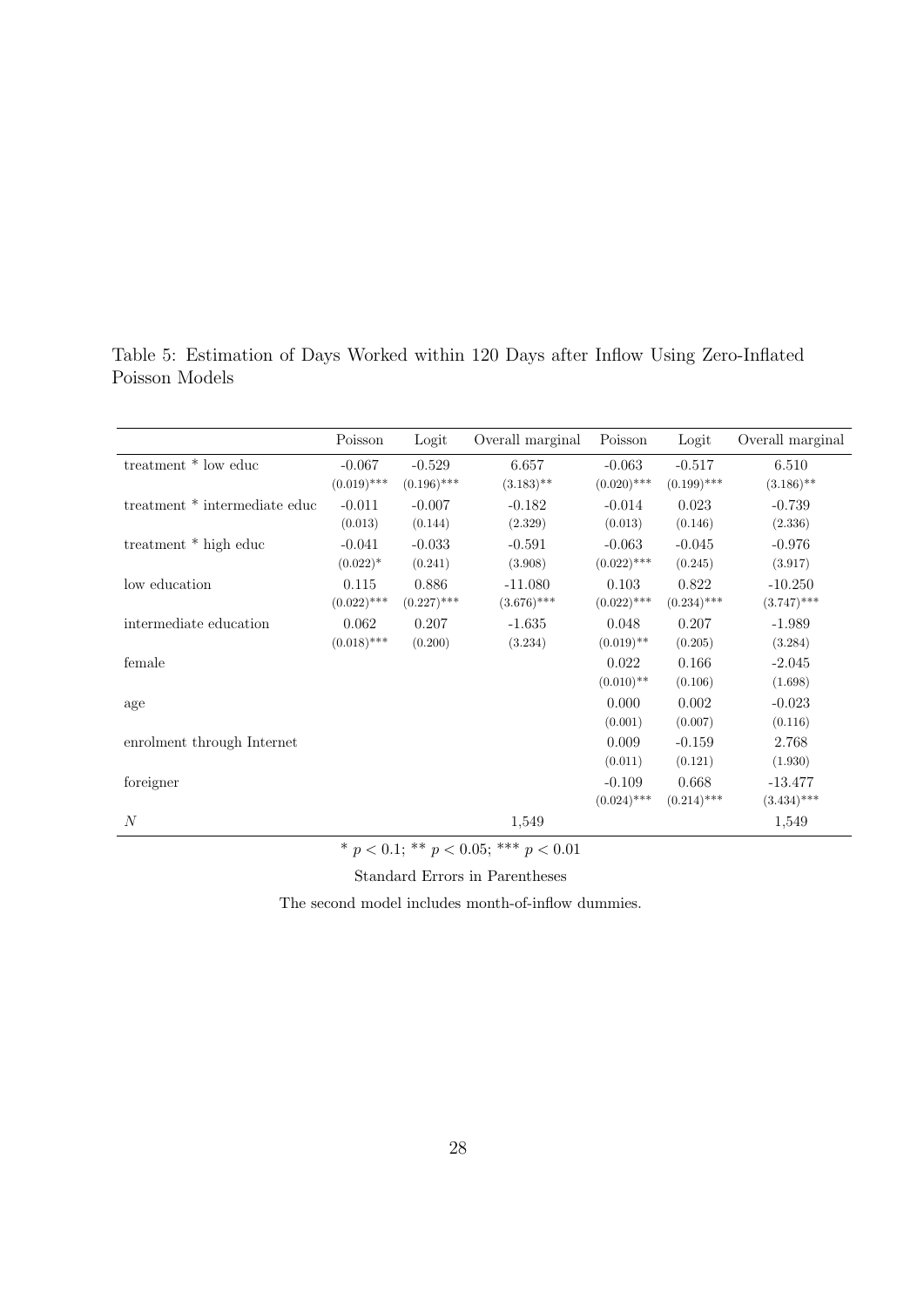Table 5: Estimation of Days Worked within 120 Days after Inflow Using Zero-Inflated Poisson Models

| | Poisson | Logit | Overall marginal | Poisson | Logit | Overall marginal |
|---|---|---|---|---|---|---|
| treatment * low educ | -0.067 | -0.529 | 6.657 | -0.063 | -0.517 | 6.510 |
| | (0.019)*** | (0.196)*** | (3.183)** | (0.020)*** | (0.199)*** | (3.186)** |
| treatment * intermediate educ | -0.011 | -0.007 | -0.182 | -0.014 | 0.023 | -0.739 |
| | (0.013) | (0.144) | (2.329) | (0.013) | (0.146) | (2.336) |
| treatment * high educ | -0.041 | -0.033 | -0.591 | -0.063 | -0.045 | -0.976 |
| | (0.022)* | (0.241) | (3.908) | (0.022)*** | (0.245) | (3.917) |
| low education | 0.115 | 0.886 | -11.080 | 0.103 | 0.822 | -10.250 |
| | (0.022)*** | (0.227)*** | (3.676)*** | (0.022)*** | (0.234)*** | (3.747)*** |
| intermediate education | 0.062 | 0.207 | -1.635 | 0.048 | 0.207 | -1.989 |
| | (0.018)*** | (0.200) | (3.234) | (0.019)** | (0.205) | (3.284) |
| female | | | | 0.022 | 0.166 | -2.045 |
| | | | | (0.010)** | (0.106) | (1.698) |
| age | | | | 0.000 | 0.002 | -0.023 |
| | | | | (0.001) | (0.007) | (0.116) |
| enrolment through Internet | | | | 0.009 | -0.159 | 2.768 |
| | | | | (0.011) | (0.121) | (1.930) |
| foreigner | | | | -0.109 | 0.668 | -13.477 |
| | | | | (0.024)*** | (0.214)*** | (3.434)*** |
| $N$ | | | 1,549 | | | 1,549 |

* $p < 0.1$; ** $p < 0.05$; *** $p < 0.01$

Standard Errors in Parentheses

The second model includes month-of-inflow dummies.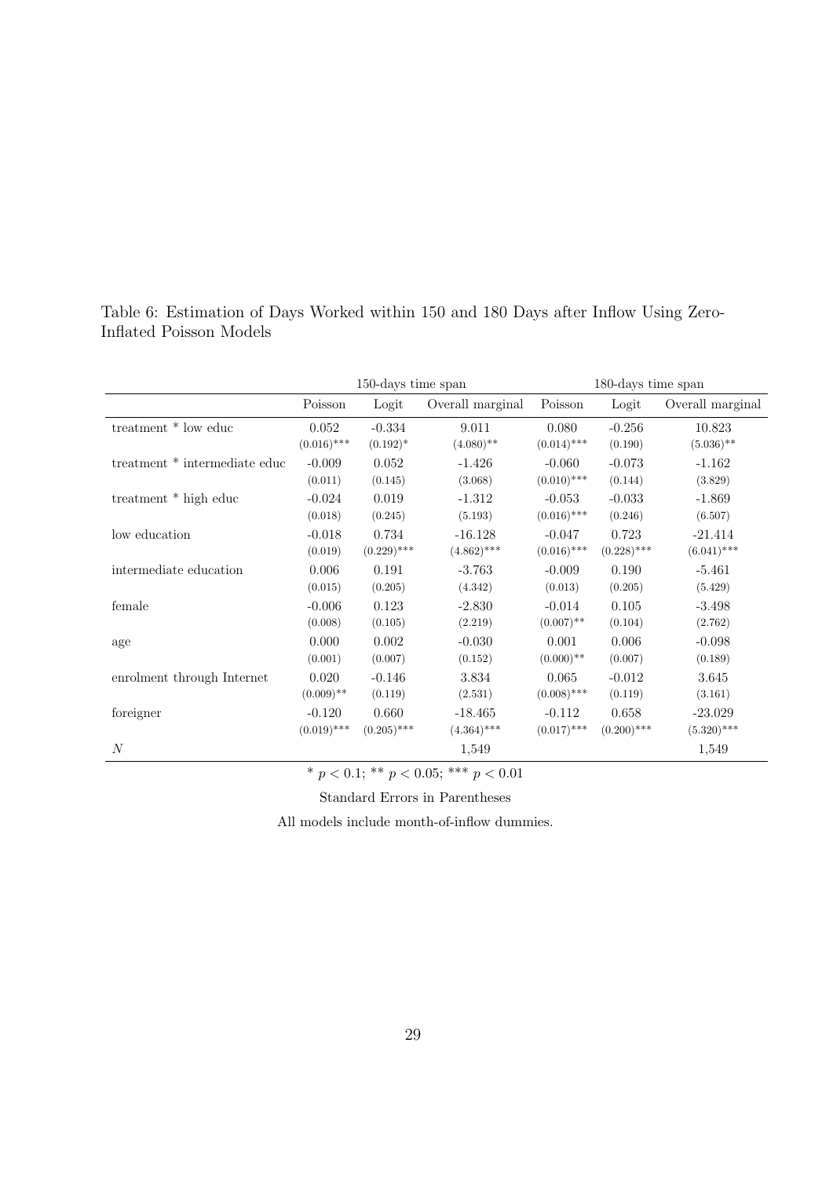Table 6: Estimation of Days Worked within 150 and 180 Days after Inflow Using Zero-Inflated Poisson Models

| | 150-days time span | | | 180-days time span | | |
|---|---|---|---|---|---|---|
| | Poisson | Logit | Overall marginal | Poisson | Logit | Overall marginal |
| treatment * low educ | 0.052 | -0.334 | 9.011 | 0.080 | -0.256 | 10.823 |
| | (0.016)*** | (0.192)* | (4.080)** | (0.014)*** | (0.190) | (5.036)** |
| treatment * intermediate educ | -0.009 | 0.052 | -1.426 | -0.060 | -0.073 | -1.162 |
| | (0.011) | (0.145) | (3.068) | (0.010)*** | (0.144) | (3.829) |
| treatment * high educ | -0.024 | 0.019 | -1.312 | -0.053 | -0.033 | -1.869 |
| | (0.018) | (0.245) | (5.193) | (0.016)*** | (0.246) | (6.507) |
| low education | -0.018 | 0.734 | -16.128 | -0.047 | 0.723 | -21.414 |
| | (0.019) | (0.229)*** | (4.862)*** | (0.016)*** | (0.228)*** | (6.041)*** |
| intermediate education | 0.006 | 0.191 | -3.763 | -0.009 | 0.190 | -5.461 |
| | (0.015) | (0.205) | (4.342) | (0.013) | (0.205) | (5.429) |
| female | -0.006 | 0.123 | -2.830 | -0.014 | 0.105 | -3.498 |
| | (0.008) | (0.105) | (2.219) | (0.007)** | (0.104) | (2.762) |
| age | 0.000 | 0.002 | -0.030 | 0.001 | 0.006 | -0.098 |
| | (0.001) | (0.007) | (0.152) | (0.000)** | (0.007) | (0.189) |
| enrolment through Internet | 0.020 | -0.146 | 3.834 | 0.065 | -0.012 | 3.645 |
| | (0.009)** | (0.119) | (2.531) | (0.008)*** | (0.119) | (3.161) |
| foreigner | -0.120 | 0.660 | -18.465 | -0.112 | 0.658 | -23.029 |
| | (0.019)*** | (0.205)*** | (4.364)*** | (0.017)*** | (0.200)*** | (5.320)*** |
| $N$ | | | 1,549 | | | 1,549 |

* $p < 0.1$; ** $p < 0.05$; *** $p < 0.01$

Standard Errors in Parentheses

All models include month-of-inflow dummies.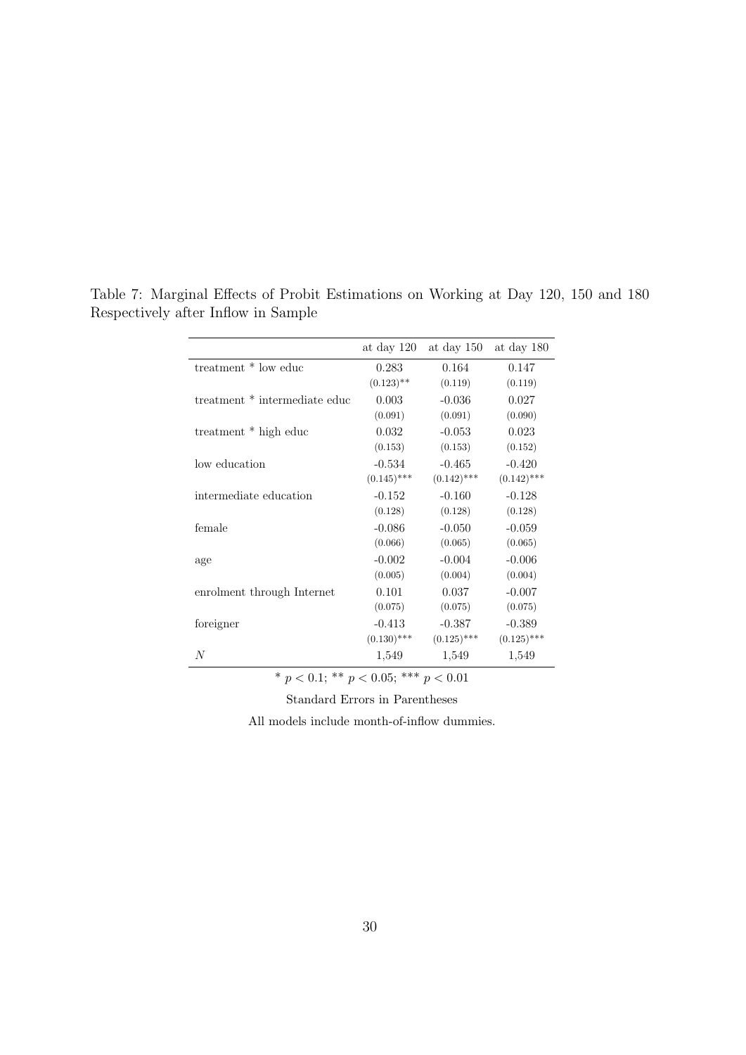Table 7: Marginal Effects of Probit Estimations on Working at Day 120, 150 and 180 Respectively after Inflow in Sample

| | at day 120 | at day 150 | at day 180 |
|---|---|---|---|
| treatment * low educ | 0.283 | 0.164 | 0.147 |
| | (0.123)** | (0.119) | (0.119) |
| treatment * intermediate educ | 0.003 | -0.036 | 0.027 |
| | (0.091) | (0.091) | (0.090) |
| treatment * high educ | 0.032 | -0.053 | 0.023 |
| | (0.153) | (0.153) | (0.152) |
| low education | -0.534 | -0.465 | -0.420 |
| | (0.145)*** | (0.142)*** | (0.142)*** |
| intermediate education | -0.152 | -0.160 | -0.128 |
| | (0.128) | (0.128) | (0.128) |
| female | -0.086 | -0.050 | -0.059 |
| | (0.066) | (0.065) | (0.065) |
| age | -0.002 | -0.004 | -0.006 |
| | (0.005) | (0.004) | (0.004) |
| enrolment through Internet | 0.101 | 0.037 | -0.007 |
| | (0.075) | (0.075) | (0.075) |
| foreigner | -0.413 | -0.387 | -0.389 |
| | (0.130)*** | (0.125)*** | (0.125)*** |
| $N$ | 1,549 | 1,549 | 1,549 |

* $p < 0.1$; ** $p < 0.05$; *** $p < 0.01$

Standard Errors in Parentheses

All models include month-of-inflow dummies.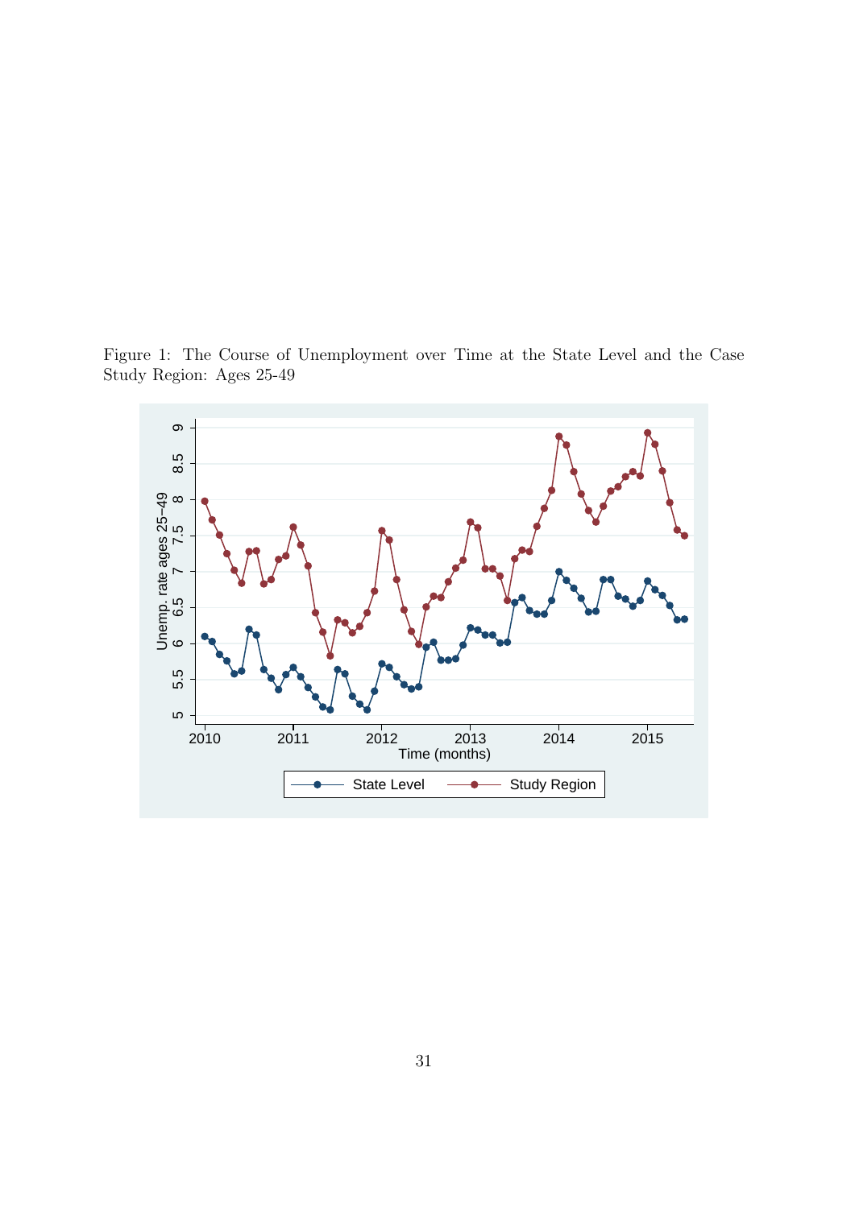Figure 1: The Course of Unemployment over Time at the State Level and the Case Study Region: Ages 25-49

Unemp. rate ages 25–49

9
8.5
8
7.5
7
6.5
6
5.5
5

2010
2011
2012
2013
2014
2015

Time (months)

State Level
Study Region